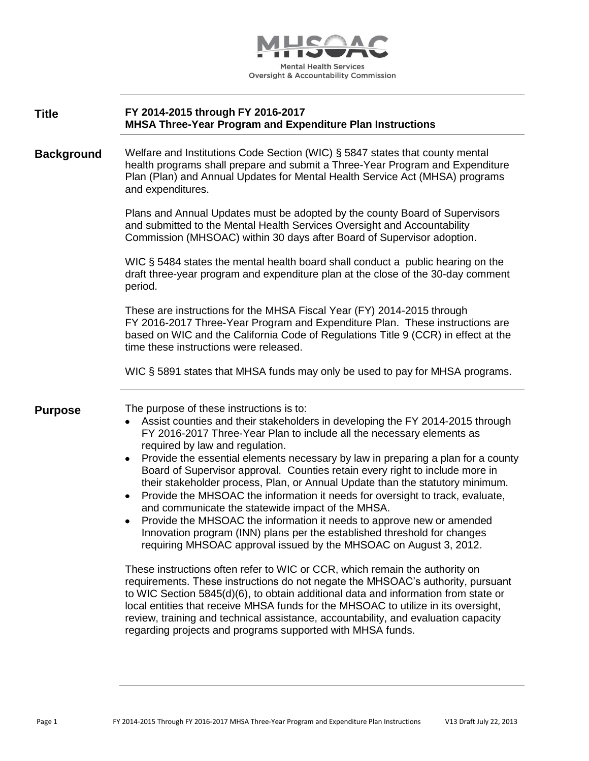MHSOAC

Mental Health Services Oversight & Accountability Commission

## Title

**FY 2014-2015 through FY 2016-2017**
**MHSA Three-Year Program and Expenditure Plan Instructions**

## Background

Welfare and Institutions Code Section (WIC) § 5847 states that county mental health programs shall prepare and submit a Three-Year Program and Expenditure Plan (Plan) and Annual Updates for Mental Health Service Act (MHSA) programs and expenditures.

Plans and Annual Updates must be adopted by the county Board of Supervisors and submitted to the Mental Health Services Oversight and Accountability Commission (MHSOAC) within 30 days after Board of Supervisor adoption.

WIC § 5484 states the mental health board shall conduct a public hearing on the draft three-year program and expenditure plan at the close of the 30-day comment period.

These are instructions for the MHSA Fiscal Year (FY) 2014-2015 through FY 2016-2017 Three-Year Program and Expenditure Plan. These instructions are based on WIC and the California Code of Regulations Title 9 (CCR) in effect at the time these instructions were released.

WIC § 5891 states that MHSA funds may only be used to pay for MHSA programs.

## Purpose

The purpose of these instructions is to:

- Assist counties and their stakeholders in developing the FY 2014-2015 through FY 2016-2017 Three-Year Plan to include all the necessary elements as required by law and regulation.
- Provide the essential elements necessary by law in preparing a plan for a county Board of Supervisor approval. Counties retain every right to include more in their stakeholder process, Plan, or Annual Update than the statutory minimum.
- Provide the MHSOAC the information it needs for oversight to track, evaluate, and communicate the statewide impact of the MHSA.
- Provide the MHSOAC the information it needs to approve new or amended Innovation program (INN) plans per the established threshold for changes requiring MHSOAC approval issued by the MHSOAC on August 3, 2012.

These instructions often refer to WIC or CCR, which remain the authority on requirements. These instructions do not negate the MHSOAC's authority, pursuant to WIC Section 5845(d)(6), to obtain additional data and information from state or local entities that receive MHSA funds for the MHSOAC to utilize in its oversight, review, training and technical assistance, accountability, and evaluation capacity regarding projects and programs supported with MHSA funds.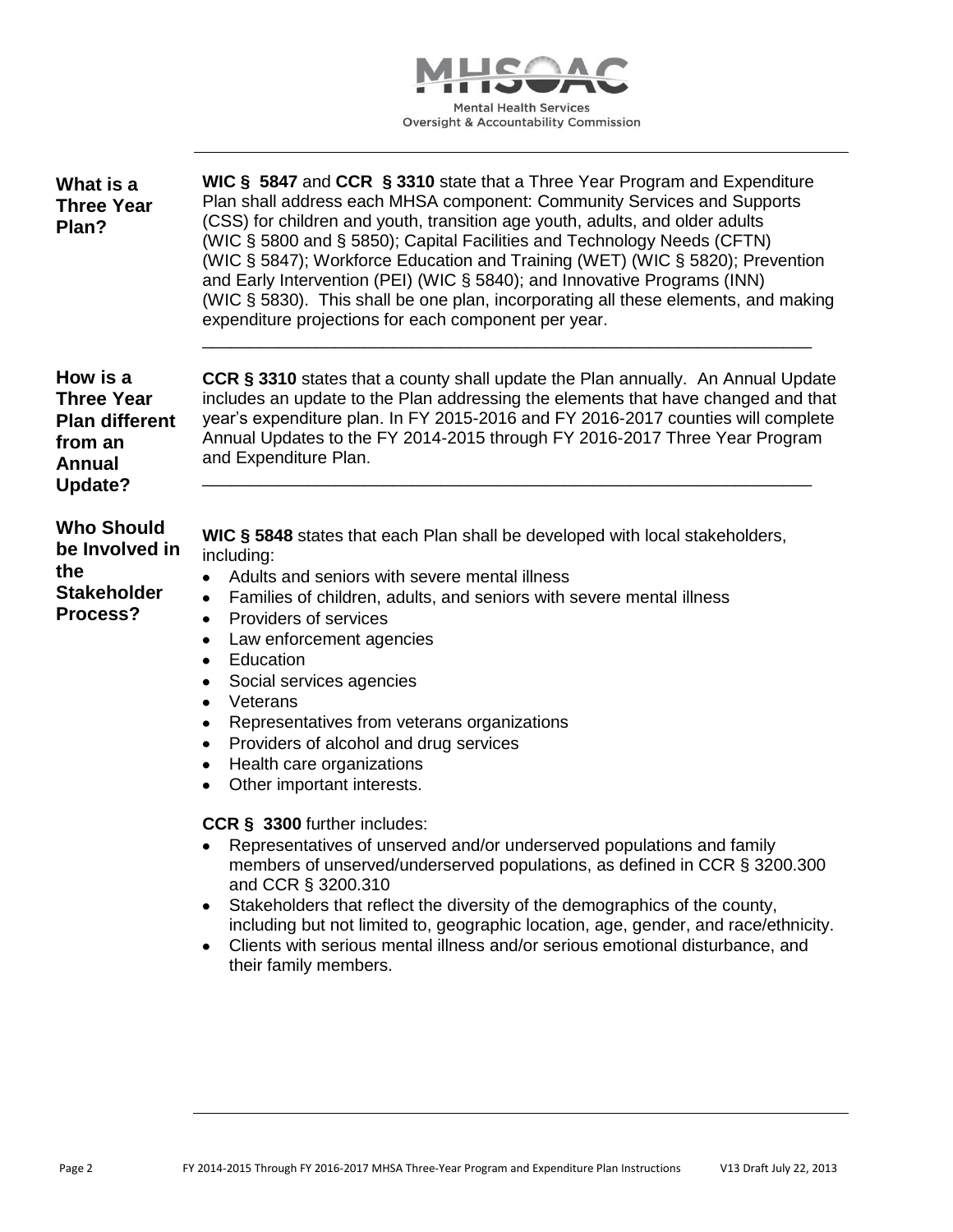## What is a Three Year Plan?

**WIC § 5847** and **CCR § 3310** state that a Three Year Program and Expenditure Plan shall address each MHSA component: Community Services and Supports (CSS) for children and youth, transition age youth, adults, and older adults (WIC § 5800 and § 5850); Capital Facilities and Technology Needs (CFTN) (WIC § 5847); Workforce Education and Training (WET) (WIC § 5820); Prevention and Early Intervention (PEI) (WIC § 5840); and Innovative Programs (INN) (WIC § 5830). This shall be one plan, incorporating all these elements, and making expenditure projections for each component per year.

---

## How is a Three Year Plan different from an Annual Update?

**CCR § 3310** states that a county shall update the Plan annually. An Annual Update includes an update to the Plan addressing the elements that have changed and that year's expenditure plan. In FY 2015-2016 and FY 2016-2017 counties will complete Annual Updates to the FY 2014-2015 through FY 2016-2017 Three Year Program and Expenditure Plan.

---

## Who Should be Involved in the Stakeholder Process?

**WIC § 5848** states that each Plan shall be developed with local stakeholders, including:

- Adults and seniors with severe mental illness
- Families of children, adults, and seniors with severe mental illness
- Providers of services
- Law enforcement agencies
- Education
- Social services agencies
- Veterans
- Representatives from veterans organizations
- Providers of alcohol and drug services
- Health care organizations
- Other important interests.

**CCR § 3300** further includes:

- Representatives of unserved and/or underserved populations and family members of unserved/underserved populations, as defined in CCR § 3200.300 and CCR § 3200.310
- Stakeholders that reflect the diversity of the demographics of the county, including but not limited to, geographic location, age, gender, and race/ethnicity.
- Clients with serious mental illness and/or serious emotional disturbance, and their family members.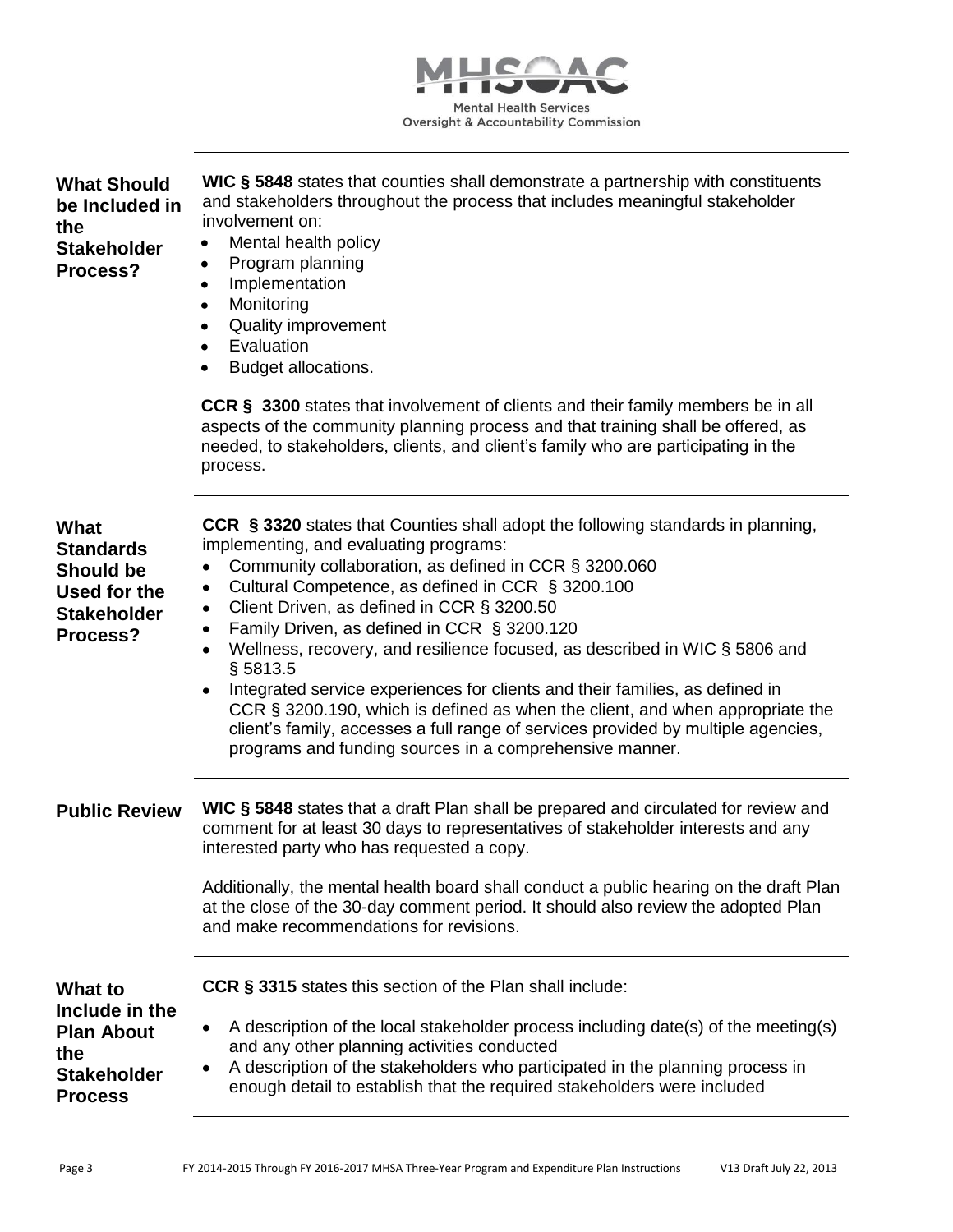## What Should be Included in the Stakeholder Process?

**WIC § 5848** states that counties shall demonstrate a partnership with constituents and stakeholders throughout the process that includes meaningful stakeholder involvement on:

- Mental health policy
- Program planning
- Implementation
- Monitoring
- Quality improvement
- Evaluation
- Budget allocations.

**CCR § 3300** states that involvement of clients and their family members be in all aspects of the community planning process and that training shall be offered, as needed, to stakeholders, clients, and client's family who are participating in the process.

## What Standards Should be Used for the Stakeholder Process?

**CCR § 3320** states that Counties shall adopt the following standards in planning, implementing, and evaluating programs:

- Community collaboration, as defined in CCR § 3200.060
- Cultural Competence, as defined in CCR § 3200.100
- Client Driven, as defined in CCR § 3200.50
- Family Driven, as defined in CCR § 3200.120
- Wellness, recovery, and resilience focused, as described in WIC § 5806 and § 5813.5
- Integrated service experiences for clients and their families, as defined in CCR § 3200.190, which is defined as when the client, and when appropriate the client's family, accesses a full range of services provided by multiple agencies, programs and funding sources in a comprehensive manner.

## Public Review

**WIC § 5848** states that a draft Plan shall be prepared and circulated for review and comment for at least 30 days to representatives of stakeholder interests and any interested party who has requested a copy.

Additionally, the mental health board shall conduct a public hearing on the draft Plan at the close of the 30-day comment period. It should also review the adopted Plan and make recommendations for revisions.

## What to Include in the Plan About the Stakeholder Process

**CCR § 3315** states this section of the Plan shall include:

- A description of the local stakeholder process including date(s) of the meeting(s) and any other planning activities conducted
- A description of the stakeholders who participated in the planning process in enough detail to establish that the required stakeholders were included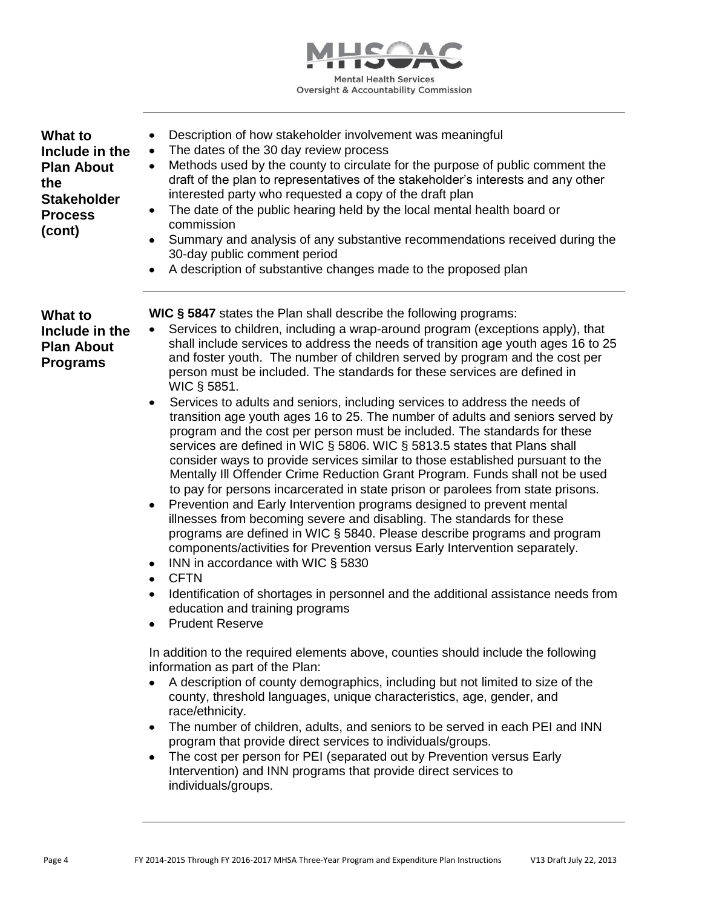## What to Include in the Plan About the Stakeholder Process (cont)

- Description of how stakeholder involvement was meaningful
- The dates of the 30 day review process
- Methods used by the county to circulate for the purpose of public comment the draft of the plan to representatives of the stakeholder's interests and any other interested party who requested a copy of the draft plan
- The date of the public hearing held by the local mental health board or commission
- Summary and analysis of any substantive recommendations received during the 30-day public comment period
- A description of substantive changes made to the proposed plan

## What to Include in the Plan About Programs

**WIC § 5847** states the Plan shall describe the following programs:

- Services to children, including a wrap-around program (exceptions apply), that shall include services to address the needs of transition age youth ages 16 to 25 and foster youth. The number of children served by program and the cost per person must be included. The standards for these services are defined in WIC § 5851.
- Services to adults and seniors, including services to address the needs of transition age youth ages 16 to 25. The number of adults and seniors served by program and the cost per person must be included. The standards for these services are defined in WIC § 5806. WIC § 5813.5 states that Plans shall consider ways to provide services similar to those established pursuant to the Mentally Ill Offender Crime Reduction Grant Program. Funds shall not be used to pay for persons incarcerated in state prison or parolees from state prisons.
- Prevention and Early Intervention programs designed to prevent mental illnesses from becoming severe and disabling. The standards for these programs are defined in WIC § 5840. Please describe programs and program components/activities for Prevention versus Early Intervention separately.
- INN in accordance with WIC § 5830
- CFTN
- Identification of shortages in personnel and the additional assistance needs from education and training programs
- Prudent Reserve

In addition to the required elements above, counties should include the following information as part of the Plan:

- A description of county demographics, including but not limited to size of the county, threshold languages, unique characteristics, age, gender, and race/ethnicity.
- The number of children, adults, and seniors to be served in each PEI and INN program that provide direct services to individuals/groups.
- The cost per person for PEI (separated out by Prevention versus Early Intervention) and INN programs that provide direct services to individuals/groups.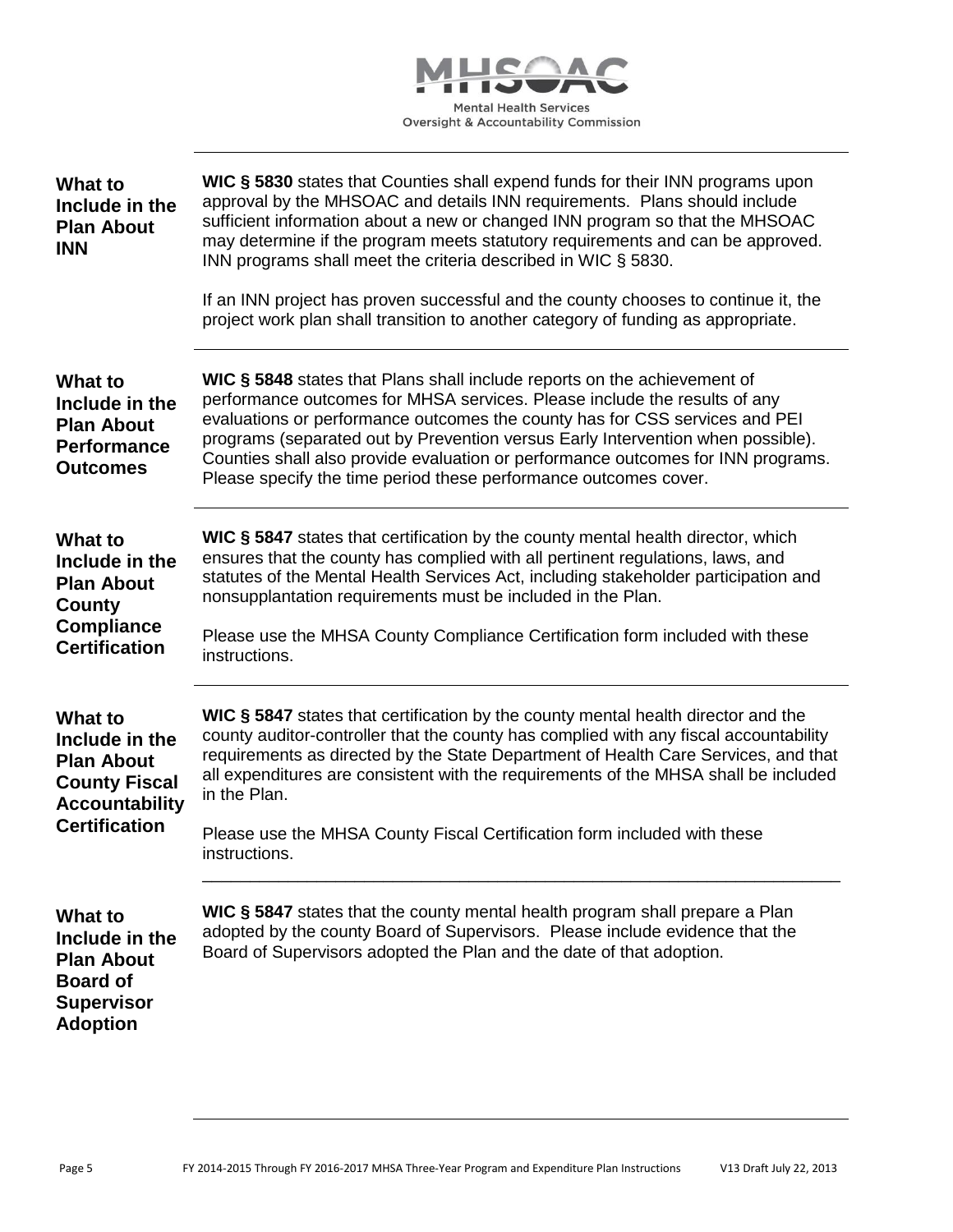### What to Include in the Plan About INN

**WIC § 5830** states that Counties shall expend funds for their INN programs upon approval by the MHSOAC and details INN requirements. Plans should include sufficient information about a new or changed INN program so that the MHSOAC may determine if the program meets statutory requirements and can be approved. INN programs shall meet the criteria described in WIC § 5830.

If an INN project has proven successful and the county chooses to continue it, the project work plan shall transition to another category of funding as appropriate.

### What to Include in the Plan About Performance Outcomes

**WIC § 5848** states that Plans shall include reports on the achievement of performance outcomes for MHSA services. Please include the results of any evaluations or performance outcomes the county has for CSS services and PEI programs (separated out by Prevention versus Early Intervention when possible). Counties shall also provide evaluation or performance outcomes for INN programs. Please specify the time period these performance outcomes cover.

### What to Include in the Plan About County Compliance Certification

**WIC § 5847** states that certification by the county mental health director, which ensures that the county has complied with all pertinent regulations, laws, and statutes of the Mental Health Services Act, including stakeholder participation and nonsupplantation requirements must be included in the Plan.

Please use the MHSA County Compliance Certification form included with these instructions.

### What to Include in the Plan About County Fiscal Accountability Certification

**WIC § 5847** states that certification by the county mental health director and the county auditor-controller that the county has complied with any fiscal accountability requirements as directed by the State Department of Health Care Services, and that all expenditures are consistent with the requirements of the MHSA shall be included in the Plan.

Please use the MHSA County Fiscal Certification form included with these instructions.

### What to Include in the Plan About Board of Supervisor Adoption

**WIC § 5847** states that the county mental health program shall prepare a Plan adopted by the county Board of Supervisors. Please include evidence that the Board of Supervisors adopted the Plan and the date of that adoption.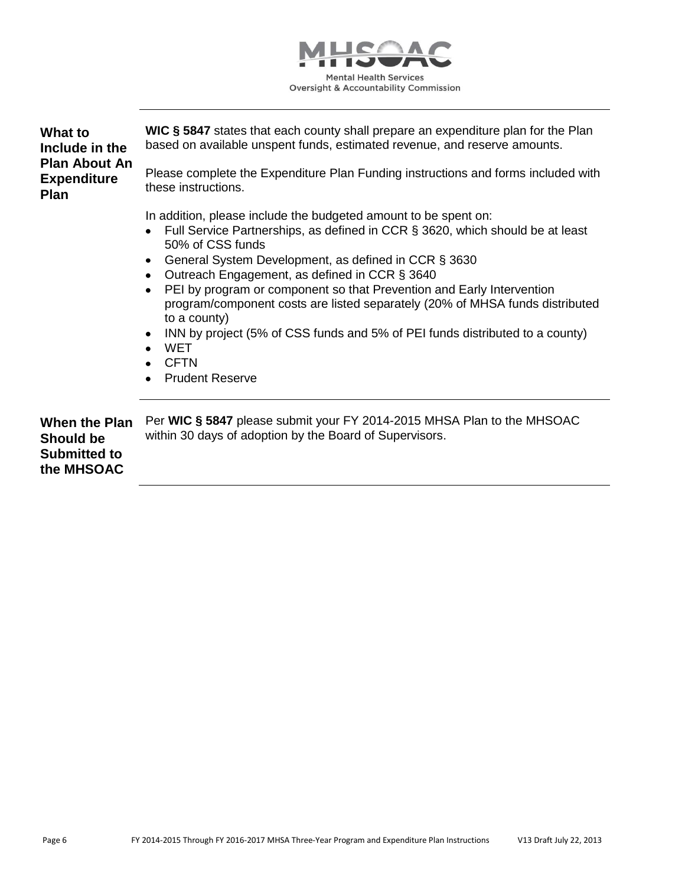## What to Include in the Plan About An Expenditure Plan

**WIC § 5847** states that each county shall prepare an expenditure plan for the Plan based on available unspent funds, estimated revenue, and reserve amounts.

Please complete the Expenditure Plan Funding instructions and forms included with these instructions.

In addition, please include the budgeted amount to be spent on:

- Full Service Partnerships, as defined in CCR § 3620, which should be at least 50% of CSS funds
- General System Development, as defined in CCR § 3630
- Outreach Engagement, as defined in CCR § 3640
- PEI by program or component so that Prevention and Early Intervention program/component costs are listed separately (20% of MHSA funds distributed to a county)
- INN by project (5% of CSS funds and 5% of PEI funds distributed to a county)
- WET
- CFTN
- Prudent Reserve

## When the Plan Should be Submitted to the MHSOAC

Per **WIC § 5847** please submit your FY 2014-2015 MHSA Plan to the MHSOAC within 30 days of adoption by the Board of Supervisors.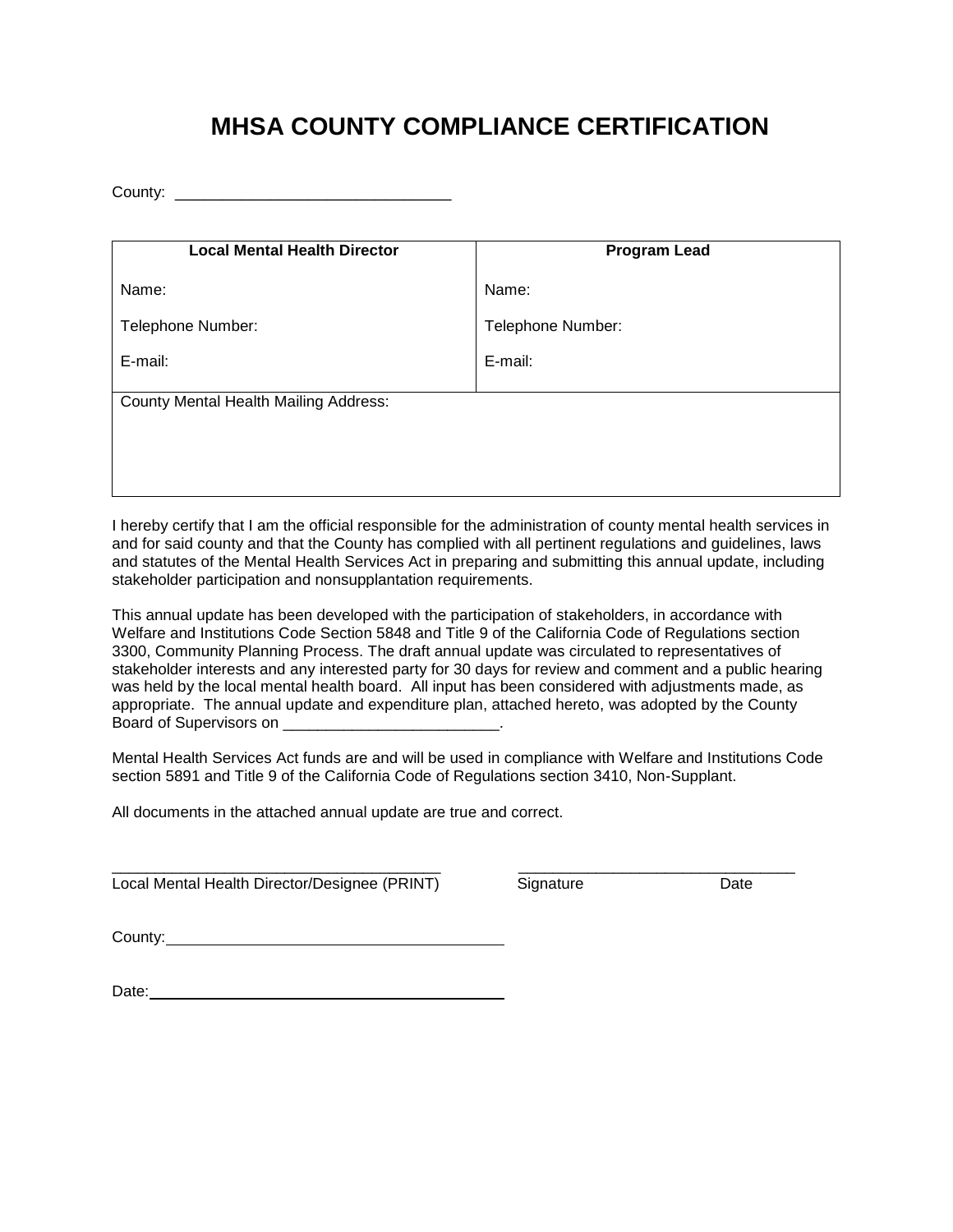# MHSA COUNTY COMPLIANCE CERTIFICATION

County: ______________________________

| Local Mental Health Director | Program Lead |
|---|---|
| Name: | Name: |
| Telephone Number: | Telephone Number: |
| E-mail: | E-mail: |
| County Mental Health Mailing Address: | |

I hereby certify that I am the official responsible for the administration of county mental health services in and for said county and that the County has complied with all pertinent regulations and guidelines, laws and statutes of the Mental Health Services Act in preparing and submitting this annual update, including stakeholder participation and nonsupplantation requirements.

This annual update has been developed with the participation of stakeholders, in accordance with Welfare and Institutions Code Section 5848 and Title 9 of the California Code of Regulations section 3300, Community Planning Process. The draft annual update was circulated to representatives of stakeholder interests and any interested party for 30 days for review and comment and a public hearing was held by the local mental health board. All input has been considered with adjustments made, as appropriate. The annual update and expenditure plan, attached hereto, was adopted by the County Board of Supervisors on ________________________.

Mental Health Services Act funds are and will be used in compliance with Welfare and Institutions Code section 5891 and Title 9 of the California Code of Regulations section 3410, Non-Supplant.

All documents in the attached annual update are true and correct.

_____________________________________ _______________________________

Local Mental Health Director/Designee (PRINT) Signature Date

County: ____________________________________

Date: ______________________________________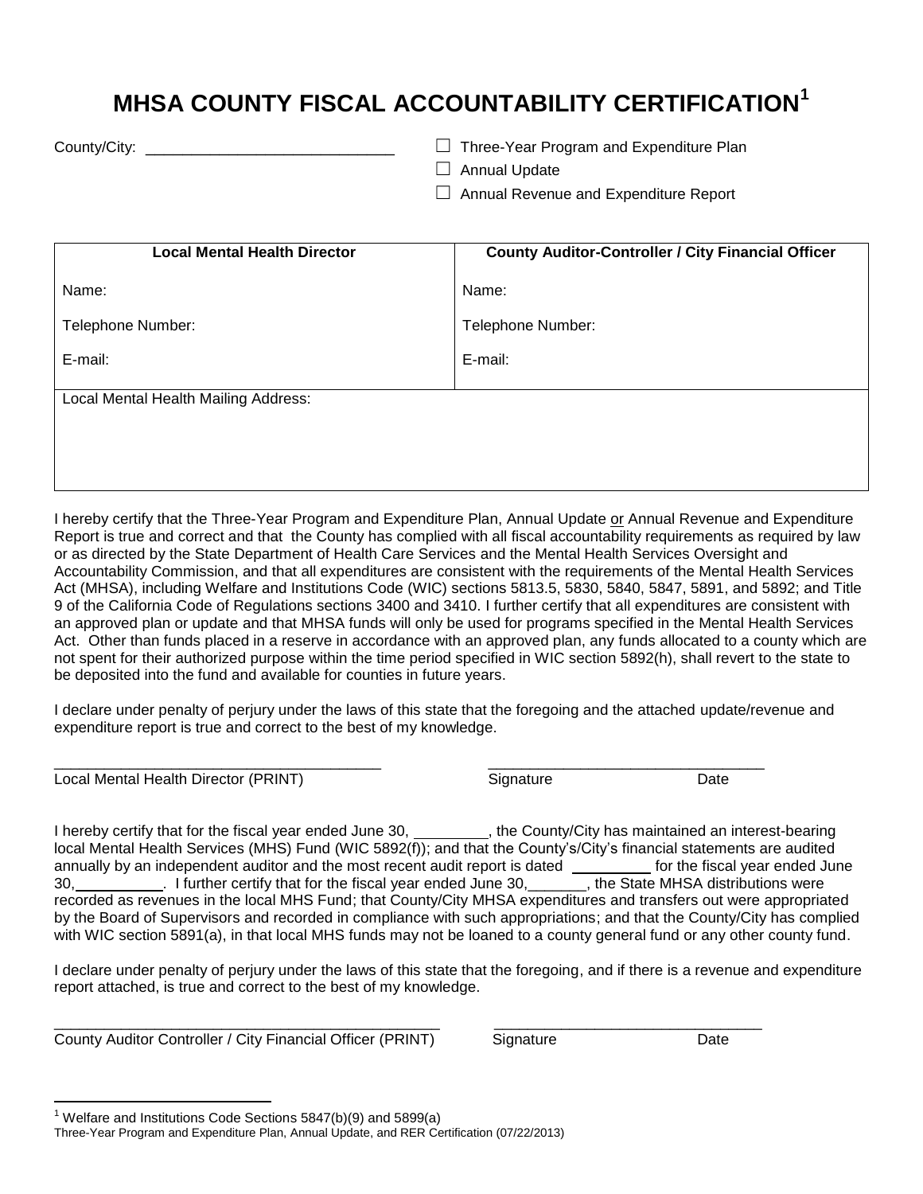# MHSA COUNTY FISCAL ACCOUNTABILITY CERTIFICATION[1]

County/City: ______________________________

☐ Three-Year Program and Expenditure Plan

☐ Annual Update

☐ Annual Revenue and Expenditure Report

| Local Mental Health Director | County Auditor-Controller / City Financial Officer |
|---|---|
| Name: | Name: |
| Telephone Number: | Telephone Number: |
| E-mail: | E-mail: |
| Local Mental Health Mailing Address: | |

I hereby certify that the Three-Year Program and Expenditure Plan, Annual Update or Annual Revenue and Expenditure Report is true and correct and that the County has complied with all fiscal accountability requirements as required by law or as directed by the State Department of Health Care Services and the Mental Health Services Oversight and Accountability Commission, and that all expenditures are consistent with the requirements of the Mental Health Services Act (MHSA), including Welfare and Institutions Code (WIC) sections 5813.5, 5830, 5840, 5847, 5891, and 5892; and Title 9 of the California Code of Regulations sections 3400 and 3410. I further certify that all expenditures are consistent with an approved plan or update and that MHSA funds will only be used for programs specified in the Mental Health Services Act. Other than funds placed in a reserve in accordance with an approved plan, any funds allocated to a county which are not spent for their authorized purpose within the time period specified in WIC section 5892(h), shall revert to the state to be deposited into the fund and available for counties in future years.

I declare under penalty of perjury under the laws of this state that the foregoing and the attached update/revenue and expenditure report is true and correct to the best of my knowledge.

________________________________________ ________________________________

Local Mental Health Director (PRINT) Signature Date

I hereby certify that for the fiscal year ended June 30, _________, the County/City has maintained an interest-bearing local Mental Health Services (MHS) Fund (WIC 5892(f)); and that the County's/City's financial statements are audited annually by an independent auditor and the most recent audit report is dated _________ for the fiscal year ended June 30, ___________. I further certify that for the fiscal year ended June 30,_______, the State MHSA distributions were recorded as revenues in the local MHS Fund; that County/City MHSA expenditures and transfers out were appropriated by the Board of Supervisors and recorded in compliance with such appropriations; and that the County/City has complied with WIC section 5891(a), in that local MHS funds may not be loaned to a county general fund or any other county fund.

I declare under penalty of perjury under the laws of this state that the foregoing, and if there is a revenue and expenditure report attached, is true and correct to the best of my knowledge.

________________________________________________ ________________________________

County Auditor Controller / City Financial Officer (PRINT) Signature Date

[1] Welfare and Institutions Code Sections 5847(b)(9) and 5899(a)

Three-Year Program and Expenditure Plan, Annual Update, and RER Certification (07/22/2013)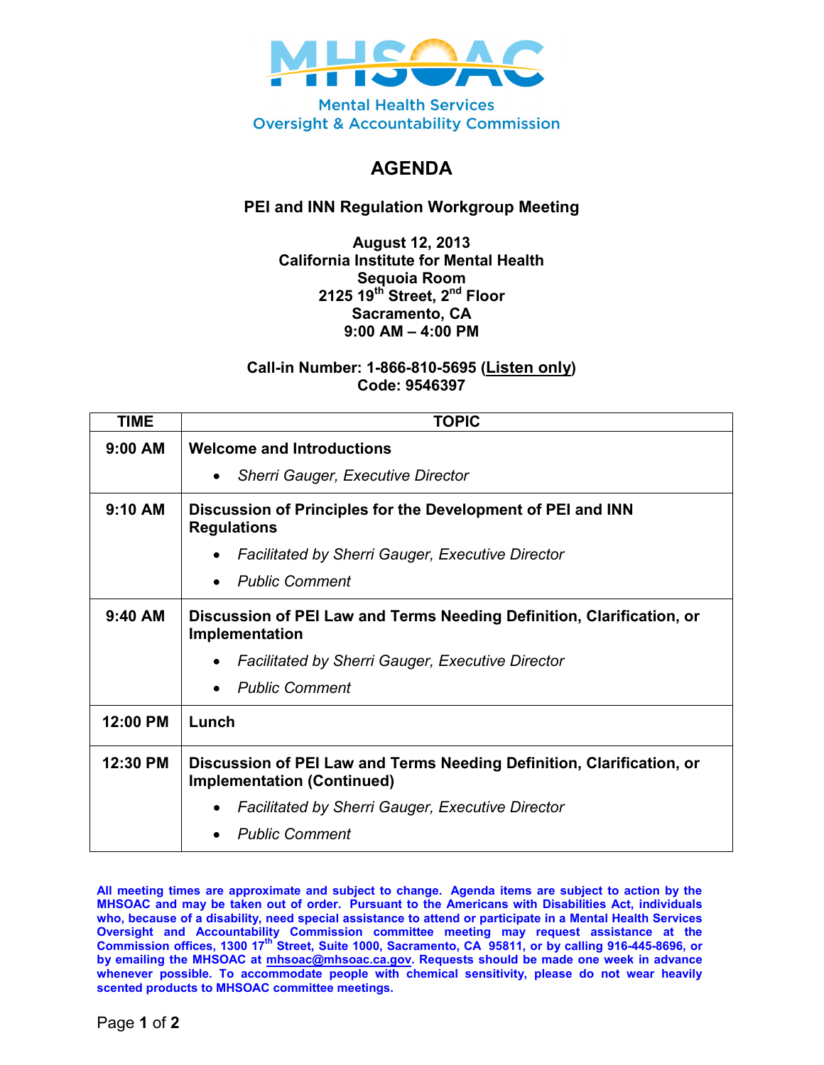Mental Health Services
Oversight & Accountability Commission

# AGENDA

### PEI and INN Regulation Workgroup Meeting

**August 12, 2013**
**California Institute for Mental Health**
**Sequoia Room**
**2125 19th Street, 2nd Floor**
**Sacramento, CA**
**9:00 AM – 4:00 PM**

**Call-in Number: 1-866-810-5695 (Listen only)**
**Code: 9546397**

| TIME | TOPIC |
|---|---|
| 9:00 AM | **Welcome and Introductions**<br>• *Sherri Gauger, Executive Director* |
| 9:10 AM | **Discussion of Principles for the Development of PEI and INN Regulations**<br>• *Facilitated by Sherri Gauger, Executive Director*<br>• *Public Comment* |
| 9:40 AM | **Discussion of PEI Law and Terms Needing Definition, Clarification, or Implementation**<br>• *Facilitated by Sherri Gauger, Executive Director*<br>• *Public Comment* |
| 12:00 PM | **Lunch** |
| 12:30 PM | **Discussion of PEI Law and Terms Needing Definition, Clarification, or Implementation (Continued)**<br>• *Facilitated by Sherri Gauger, Executive Director*<br>• *Public Comment* |

**All meeting times are approximate and subject to change. Agenda items are subject to action by the MHSOAC and may be taken out of order. Pursuant to the Americans with Disabilities Act, individuals who, because of a disability, need special assistance to attend or participate in a Mental Health Services Oversight and Accountability Commission committee meeting may request assistance at the Commission offices, 1300 17th Street, Suite 1000, Sacramento, CA 95811, or by calling 916-445-8696, or by emailing the MHSOAC at mhsoac@mhsoac.ca.gov. Requests should be made one week in advance whenever possible. To accommodate people with chemical sensitivity, please do not wear heavily scented products to MHSOAC committee meetings.**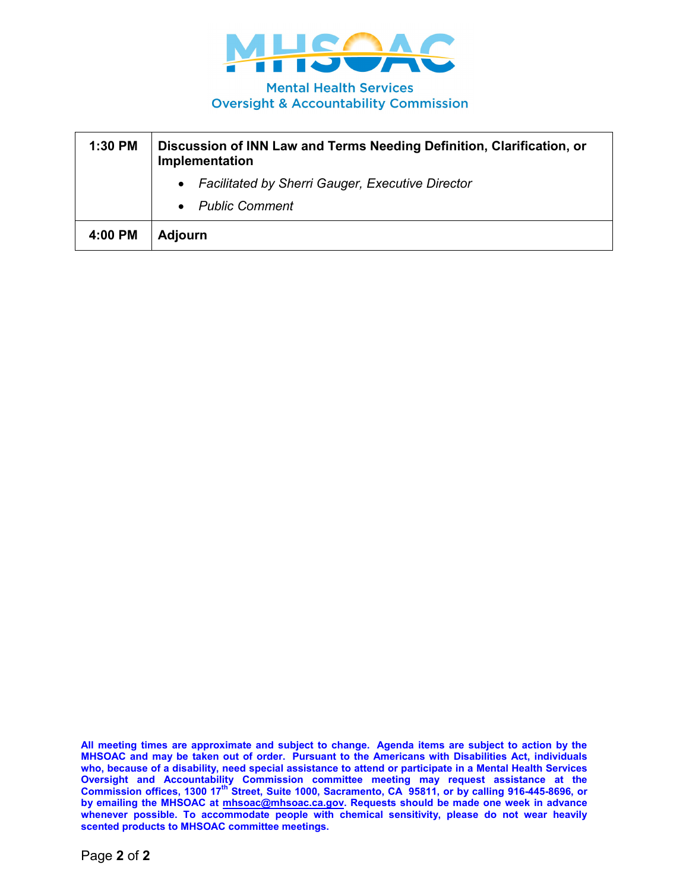**Mental Health Services Oversight & Accountability Commission**

| | |
|---|---|
| **1:30 PM** | **Discussion of INN Law and Terms Needing Definition, Clarification, or Implementation**<br>• *Facilitated by Sherri Gauger, Executive Director*<br>• *Public Comment* |
| **4:00 PM** | **Adjourn** |

**All meeting times are approximate and subject to change. Agenda items are subject to action by the MHSOAC and may be taken out of order. Pursuant to the Americans with Disabilities Act, individuals who, because of a disability, need special assistance to attend or participate in a Mental Health Services Oversight and Accountability Commission committee meeting may request assistance at the Commission offices, 1300 17th Street, Suite 1000, Sacramento, CA 95811, or by calling 916-445-8696, or by emailing the MHSOAC at mhsoac@mhsoac.ca.gov. Requests should be made one week in advance whenever possible. To accommodate people with chemical sensitivity, please do not wear heavily scented products to MHSOAC committee meetings.**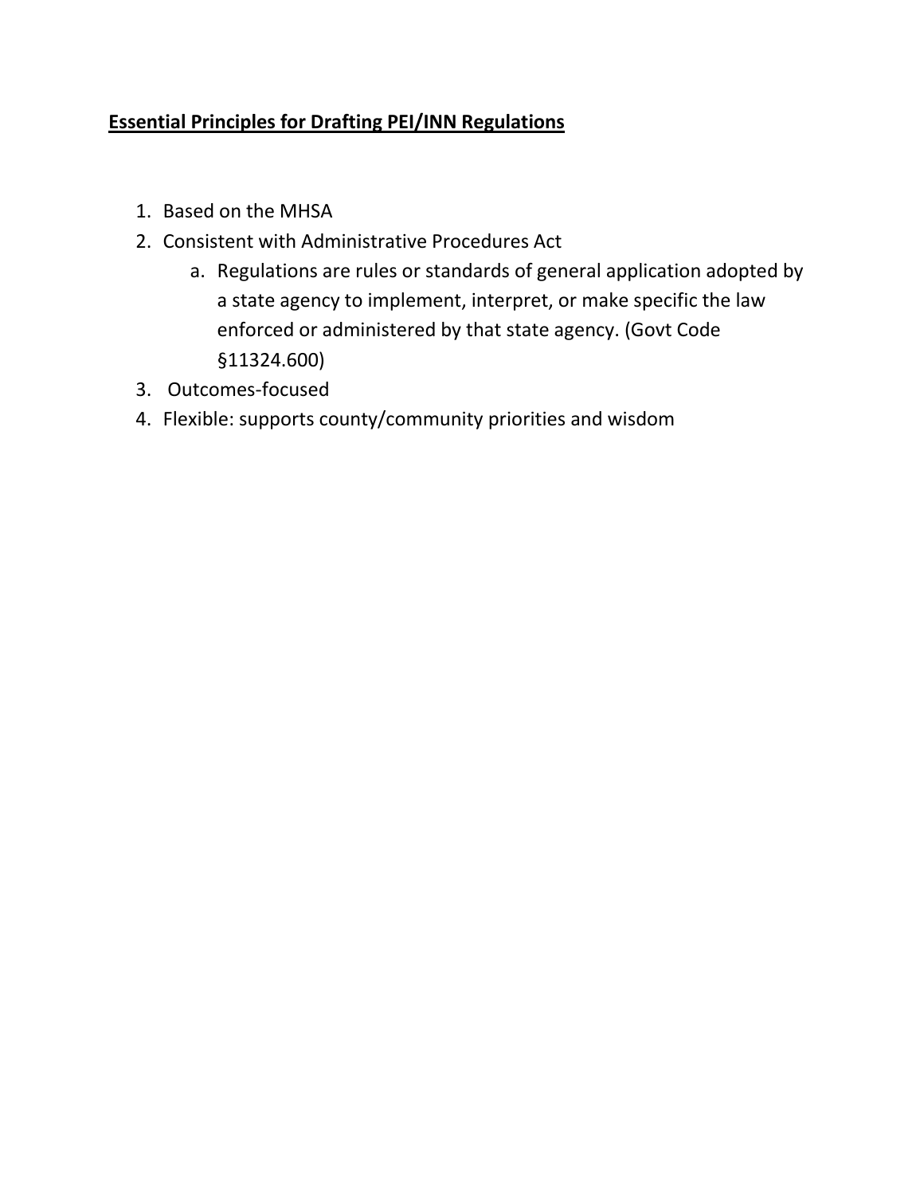**Essential Principles for Drafting PEI/INN Regulations**

1. Based on the MHSA
2. Consistent with Administrative Procedures Act
   a. Regulations are rules or standards of general application adopted by a state agency to implement, interpret, or make specific the law enforced or administered by that state agency. (Govt Code §11324.600)
3. Outcomes-focused
4. Flexible: supports county/community priorities and wisdom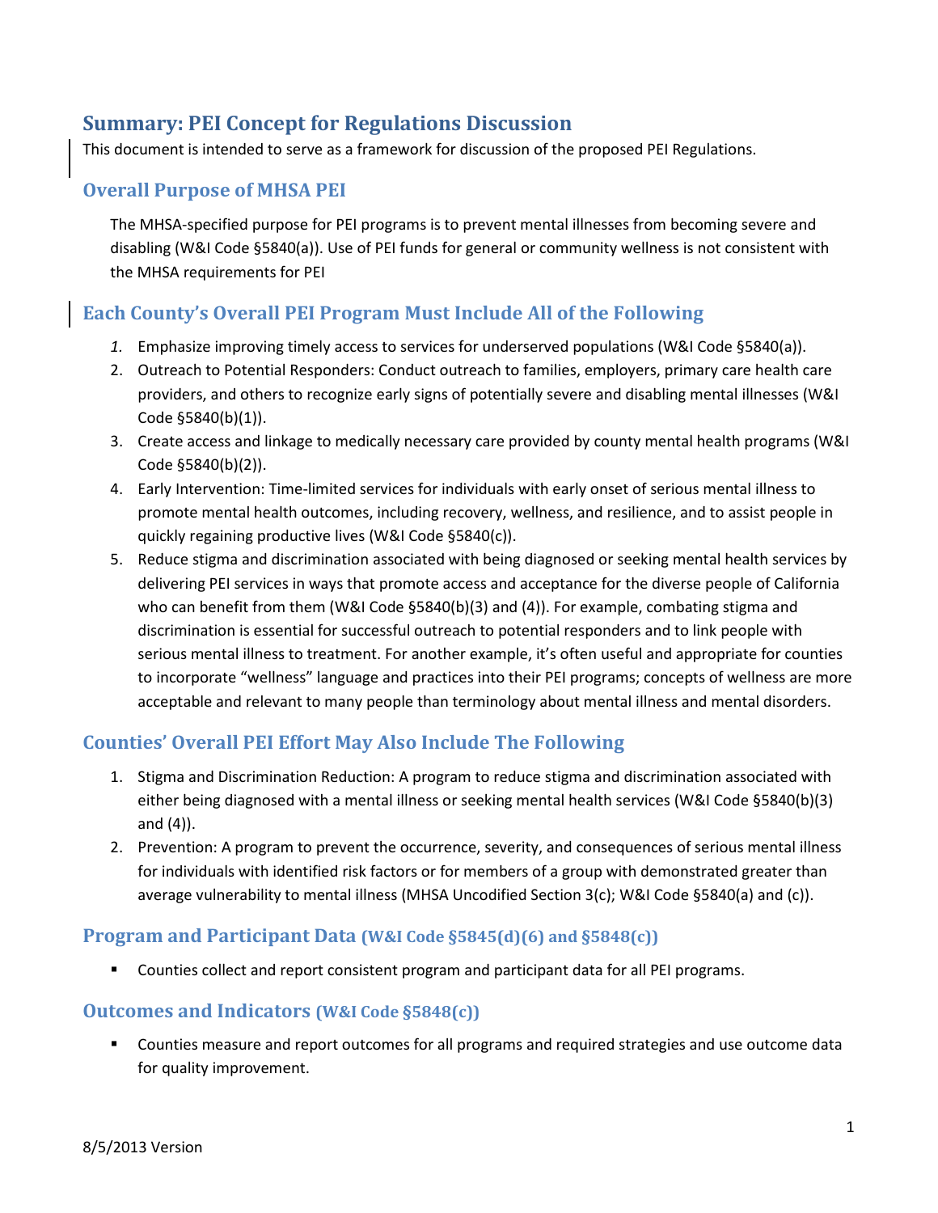## Summary: PEI Concept for Regulations Discussion

This document is intended to serve as a framework for discussion of the proposed PEI Regulations.

### Overall Purpose of MHSA PEI

The MHSA-specified purpose for PEI programs is to prevent mental illnesses from becoming severe and disabling (W&I Code §5840(a)). Use of PEI funds for general or community wellness is not consistent with the MHSA requirements for PEI

### Each County's Overall PEI Program Must Include All of the Following

1. Emphasize improving timely access to services for underserved populations (W&I Code §5840(a)).
2. Outreach to Potential Responders: Conduct outreach to families, employers, primary care health care providers, and others to recognize early signs of potentially severe and disabling mental illnesses (W&I Code §5840(b)(1)).
3. Create access and linkage to medically necessary care provided by county mental health programs (W&I Code §5840(b)(2)).
4. Early Intervention: Time-limited services for individuals with early onset of serious mental illness to promote mental health outcomes, including recovery, wellness, and resilience, and to assist people in quickly regaining productive lives (W&I Code §5840(c)).
5. Reduce stigma and discrimination associated with being diagnosed or seeking mental health services by delivering PEI services in ways that promote access and acceptance for the diverse people of California who can benefit from them (W&I Code §5840(b)(3) and (4)). For example, combating stigma and discrimination is essential for successful outreach to potential responders and to link people with serious mental illness to treatment. For another example, it's often useful and appropriate for counties to incorporate "wellness" language and practices into their PEI programs; concepts of wellness are more acceptable and relevant to many people than terminology about mental illness and mental disorders.

### Counties' Overall PEI Effort May Also Include The Following

1. Stigma and Discrimination Reduction: A program to reduce stigma and discrimination associated with either being diagnosed with a mental illness or seeking mental health services (W&I Code §5840(b)(3) and (4)).
2. Prevention: A program to prevent the occurrence, severity, and consequences of serious mental illness for individuals with identified risk factors or for members of a group with demonstrated greater than average vulnerability to mental illness (MHSA Uncodified Section 3(c); W&I Code §5840(a) and (c)).

### Program and Participant Data (W&I Code §5845(d)(6) and §5848(c))

- Counties collect and report consistent program and participant data for all PEI programs.

### Outcomes and Indicators (W&I Code §5848(c))

- Counties measure and report outcomes for all programs and required strategies and use outcome data for quality improvement.

8/5/2013 Version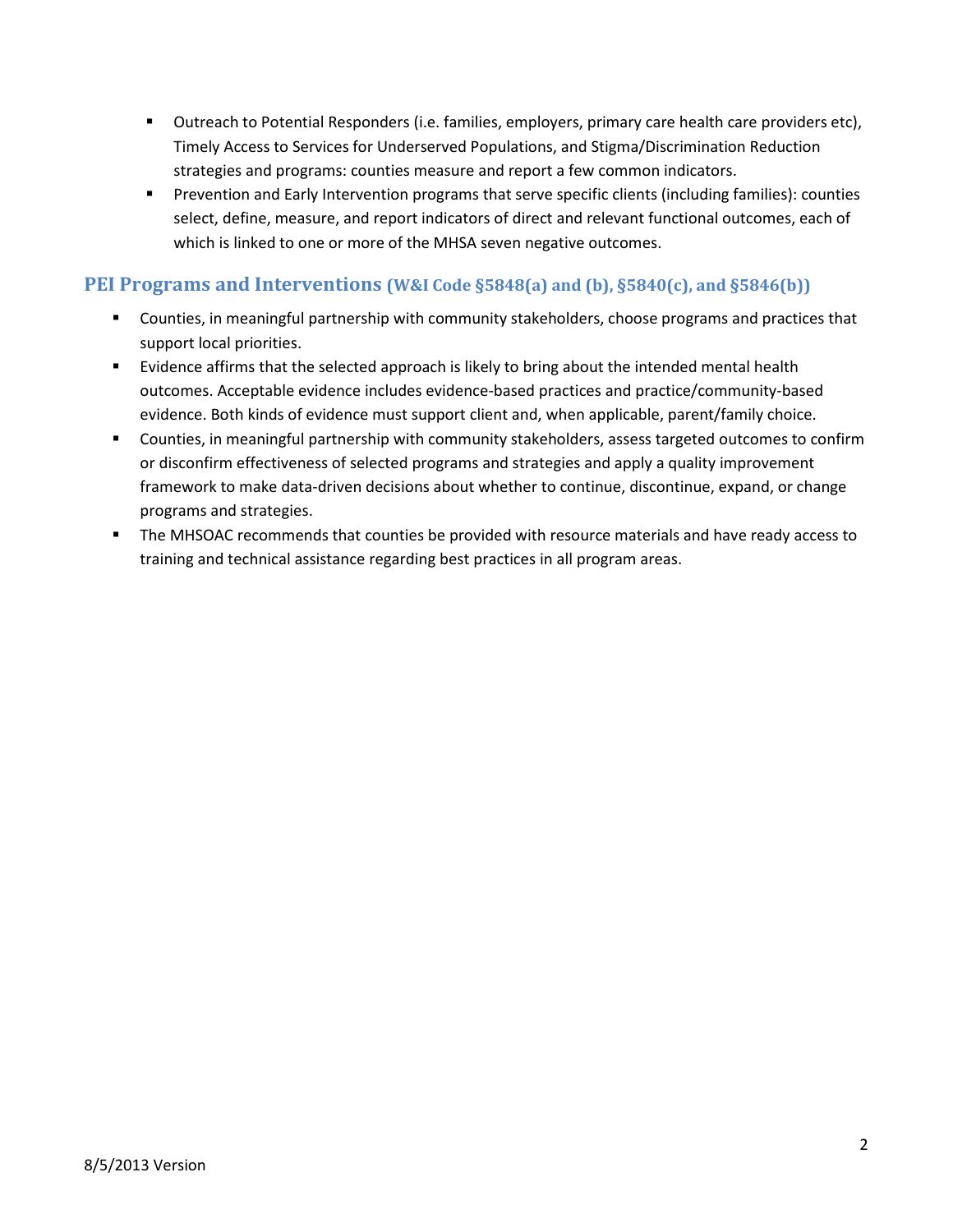- Outreach to Potential Responders (i.e. families, employers, primary care health care providers etc), Timely Access to Services for Underserved Populations, and Stigma/Discrimination Reduction strategies and programs: counties measure and report a few common indicators.
- Prevention and Early Intervention programs that serve specific clients (including families): counties select, define, measure, and report indicators of direct and relevant functional outcomes, each of which is linked to one or more of the MHSA seven negative outcomes.

## PEI Programs and Interventions (W&I Code §5848(a) and (b), §5840(c), and §5846(b))

- Counties, in meaningful partnership with community stakeholders, choose programs and practices that support local priorities.
- Evidence affirms that the selected approach is likely to bring about the intended mental health outcomes. Acceptable evidence includes evidence-based practices and practice/community-based evidence. Both kinds of evidence must support client and, when applicable, parent/family choice.
- Counties, in meaningful partnership with community stakeholders, assess targeted outcomes to confirm or disconfirm effectiveness of selected programs and strategies and apply a quality improvement framework to make data-driven decisions about whether to continue, discontinue, expand, or change programs and strategies.
- The MHSOAC recommends that counties be provided with resource materials and have ready access to training and technical assistance regarding best practices in all program areas.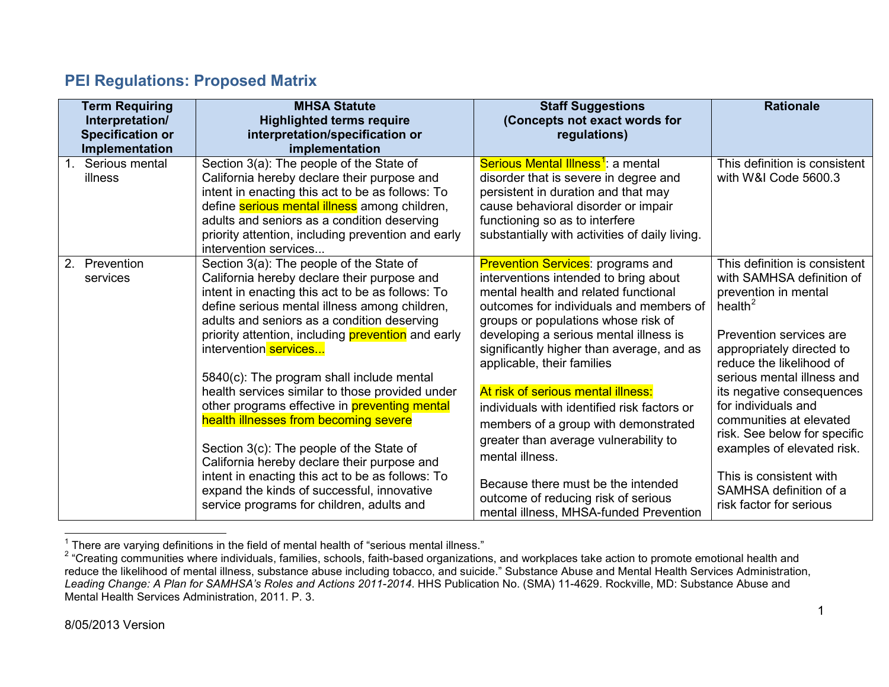## PEI Regulations: Proposed Matrix

| Term Requiring Interpretation/ Specification or Implementation | MHSA Statute Highlighted terms require interpretation/specification or implementation | Staff Suggestions (Concepts not exact words for regulations) | Rationale |
|---|---|---|---|
| 1. Serious mental illness | Section 3(a): The people of the State of California hereby declare their purpose and intent in enacting this act to be as follows: To define serious mental illness among children, adults and seniors as a condition deserving priority attention, including prevention and early intervention services... | Serious Mental Illness[1]: a mental disorder that is severe in degree and persistent in duration and that may cause behavioral disorder or impair functioning so as to interfere substantially with activities of daily living. | This definition is consistent with W&I Code 5600.3 |
| 2. Prevention services | Section 3(a): The people of the State of California hereby declare their purpose and intent in enacting this act to be as follows: To define serious mental illness among children, adults and seniors as a condition deserving priority attention, including prevention and early intervention services...<br><br>5840(c): The program shall include mental health services similar to those provided under other programs effective in preventing mental health illnesses from becoming severe<br><br>Section 3(c): The people of the State of California hereby declare their purpose and intent in enacting this act to be as follows: To expand the kinds of successful, innovative service programs for children, adults and | Prevention Services: programs and interventions intended to bring about mental health and related functional outcomes for individuals and members of groups or populations whose risk of developing a serious mental illness is significantly higher than average, and as applicable, their families<br><br>At risk of serious mental illness: individuals with identified risk factors or members of a group with demonstrated greater than average vulnerability to mental illness.<br><br>Because there must be the intended outcome of reducing risk of serious mental illness, MHSA-funded Prevention | This definition is consistent with SAMHSA definition of prevention in mental health[2]<br><br>Prevention services are appropriately directed to reduce the likelihood of serious mental illness and its negative consequences for individuals and communities at elevated risk. See below for specific examples of elevated risk.<br><br>This is consistent with SAMHSA definition of a risk factor for serious |

[1] There are varying definitions in the field of mental health of "serious mental illness."

[2] "Creating communities where individuals, families, schools, faith-based organizations, and workplaces take action to promote emotional health and reduce the likelihood of mental illness, substance abuse including tobacco, and suicide." Substance Abuse and Mental Health Services Administration, *Leading Change: A Plan for SAMHSA's Roles and Actions 2011-2014*. HHS Publication No. (SMA) 11-4629. Rockville, MD: Substance Abuse and Mental Health Services Administration, 2011. P. 3.

8/05/2013 Version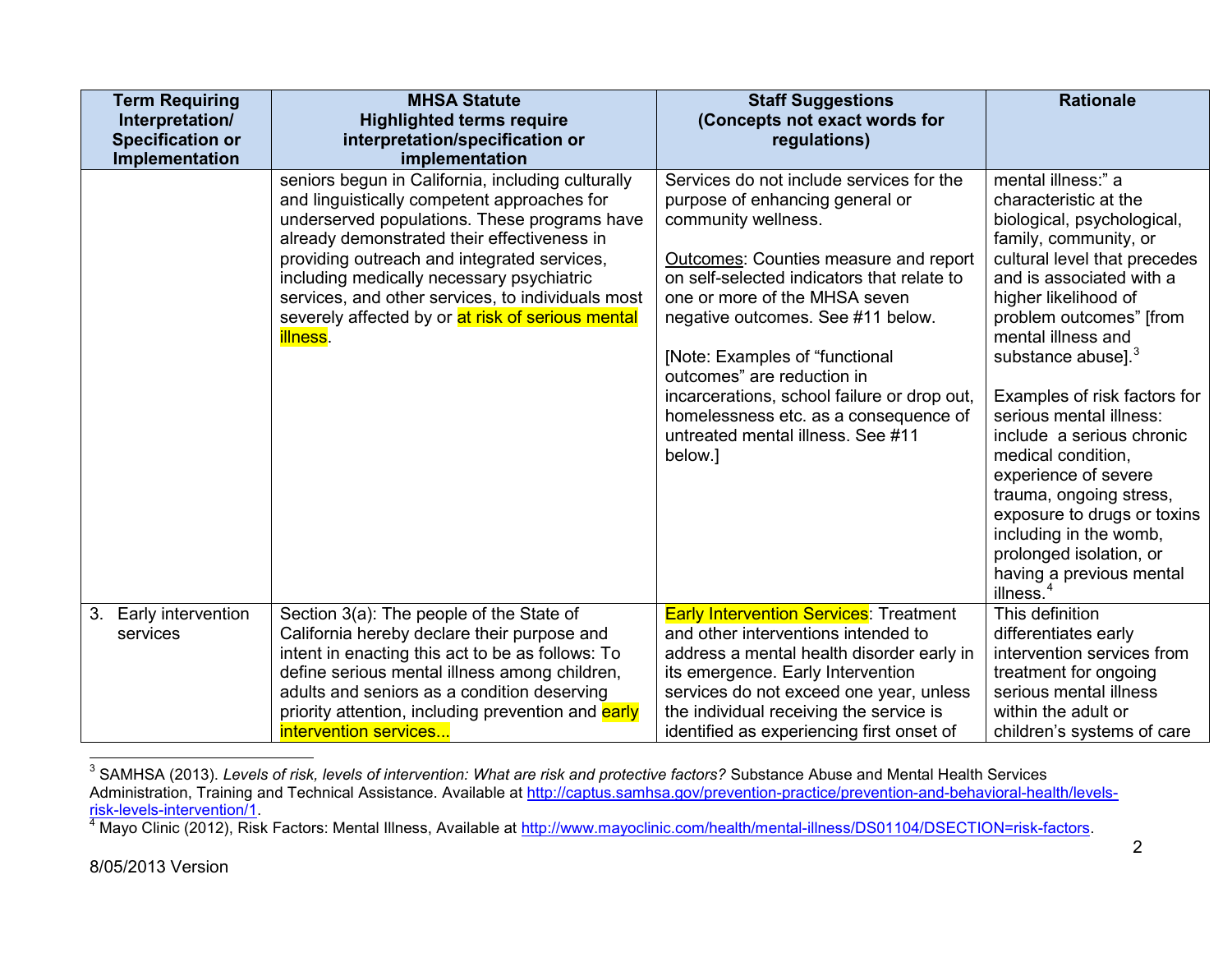| Term Requiring Interpretation/ Specification or Implementation | MHSA Statute Highlighted terms require interpretation/specification or implementation | Staff Suggestions (Concepts not exact words for regulations) | Rationale |
|---|---|---|---|
| | seniors begun in California, including culturally and linguistically competent approaches for underserved populations. These programs have already demonstrated their effectiveness in providing outreach and integrated services, including medically necessary psychiatric services, and other services, to individuals most severely affected by or at risk of serious mental illness. | Services do not include services for the purpose of enhancing general or community wellness.<br><br>Outcomes: Counties measure and report on self-selected indicators that relate to one or more of the MHSA seven negative outcomes. See #11 below.<br><br>[Note: Examples of "functional outcomes" are reduction in incarcerations, school failure or drop out, homelessness etc. as a consequence of untreated mental illness. See #11 below.] | mental illness:" a characteristic at the biological, psychological, family, community, or cultural level that precedes and is associated with a higher likelihood of problem outcomes" [from mental illness and substance abuse].[3]<br><br>Examples of risk factors for serious mental illness: include a serious chronic medical condition, experience of severe trauma, ongoing stress, exposure to drugs or toxins including in the womb, prolonged isolation, or having a previous mental illness.[4] |
| 3. Early intervention services | Section 3(a): The people of the State of California hereby declare their purpose and intent in enacting this act to be as follows: To define serious mental illness among children, adults and seniors as a condition deserving priority attention, including prevention and early intervention services... | Early Intervention Services: Treatment and other interventions intended to address a mental health disorder early in its emergence. Early Intervention services do not exceed one year, unless the individual receiving the service is identified as experiencing first onset of | This definition differentiates early intervention services from treatment for ongoing serious mental illness within the adult or children's systems of care |

[3] SAMHSA (2013). *Levels of risk, levels of intervention: What are risk and protective factors?* Substance Abuse and Mental Health Services Administration, Training and Technical Assistance. Available at http://captus.samhsa.gov/prevention-practice/prevention-and-behavioral-health/levels-risk-levels-intervention/1.

[4] Mayo Clinic (2012), Risk Factors: Mental Illness, Available at http://www.mayoclinic.com/health/mental-illness/DS01104/DSECTION=risk-factors.

8/05/2013 Version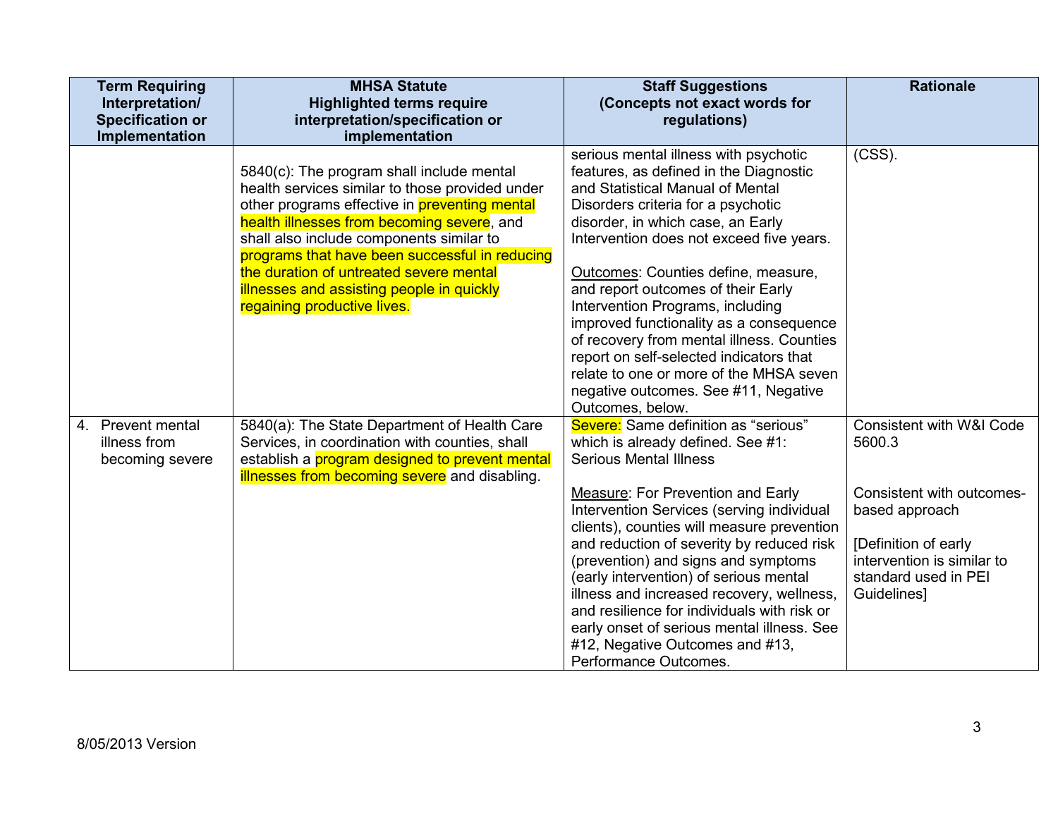| Term Requiring Interpretation/ Specification or Implementation | MHSA Statute Highlighted terms require interpretation/specification or implementation | Staff Suggestions (Concepts not exact words for regulations) | Rationale |
|---|---|---|---|
| | 5840(c): The program shall include mental health services similar to those provided under other programs effective in preventing mental health illnesses from becoming severe, and shall also include components similar to programs that have been successful in reducing the duration of untreated severe mental illnesses and assisting people in quickly regaining productive lives. | serious mental illness with psychotic features, as defined in the Diagnostic and Statistical Manual of Mental Disorders criteria for a psychotic disorder, in which case, an Early Intervention does not exceed five years.<br><br>Outcomes: Counties define, measure, and report outcomes of their Early Intervention Programs, including improved functionality as a consequence of recovery from mental illness. Counties report on self-selected indicators that relate to one or more of the MHSA seven negative outcomes. See #11, Negative Outcomes, below. | (CSS). |
| 4. Prevent mental illness from becoming severe | 5840(a): The State Department of Health Care Services, in coordination with counties, shall establish a program designed to prevent mental illnesses from becoming severe and disabling. | Severe: Same definition as "serious" which is already defined. See #1: Serious Mental Illness<br><br>Measure: For Prevention and Early Intervention Services (serving individual clients), counties will measure prevention and reduction of severity by reduced risk (prevention) and signs and symptoms (early intervention) of serious mental illness and increased recovery, wellness, and resilience for individuals with risk or early onset of serious mental illness. See #12, Negative Outcomes and #13, Performance Outcomes. | Consistent with W&I Code 5600.3<br><br>Consistent with outcomes-based approach<br><br>[Definition of early intervention is similar to standard used in PEI Guidelines] |

8/05/2013 Version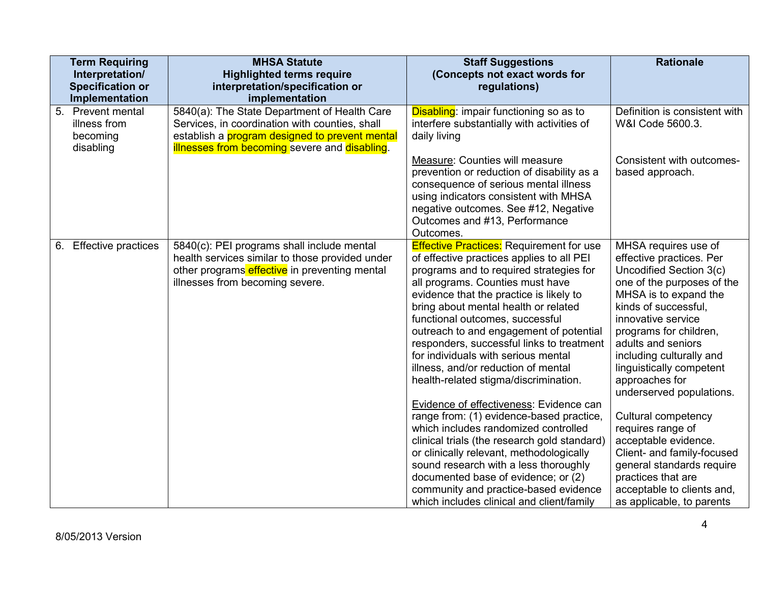| Term Requiring Interpretation/ Specification or Implementation | MHSA Statute Highlighted terms require interpretation/specification or implementation | Staff Suggestions (Concepts not exact words for regulations) | Rationale |
|---|---|---|---|
| 5. Prevent mental illness from becoming disabling | 5840(a): The State Department of Health Care Services, in coordination with counties, shall establish a program designed to prevent mental illnesses from becoming severe and disabling. | Disabling: impair functioning so as to interfere substantially with activities of daily living<br><br>Measure: Counties will measure prevention or reduction of disability as a consequence of serious mental illness using indicators consistent with MHSA negative outcomes. See #12, Negative Outcomes and #13, Performance Outcomes. | Definition is consistent with W&I Code 5600.3.<br><br>Consistent with outcomes-based approach. |
| 6. Effective practices | 5840(c): PEI programs shall include mental health services similar to those provided under other programs effective in preventing mental illnesses from becoming severe. | Effective Practices: Requirement for use of effective practices applies to all PEI programs and to required strategies for all programs. Counties must have evidence that the practice is likely to bring about mental health or related functional outcomes, successful outreach to and engagement of potential responders, successful links to treatment for individuals with serious mental illness, and/or reduction of mental health-related stigma/discrimination.<br><br>Evidence of effectiveness: Evidence can range from: (1) evidence-based practice, which includes randomized controlled clinical trials (the research gold standard) or clinically relevant, methodologically sound research with a less thoroughly documented base of evidence; or (2) community and practice-based evidence which includes clinical and client/family | MHSA requires use of effective practices. Per Uncodified Section 3(c) one of the purposes of the MHSA is to expand the kinds of successful, innovative service programs for children, adults and seniors including culturally and linguistically competent approaches for underserved populations.<br><br>Cultural competency requires range of acceptable evidence. Client- and family-focused general standards require practices that are acceptable to clients and, as applicable, to parents |

8/05/2013 Version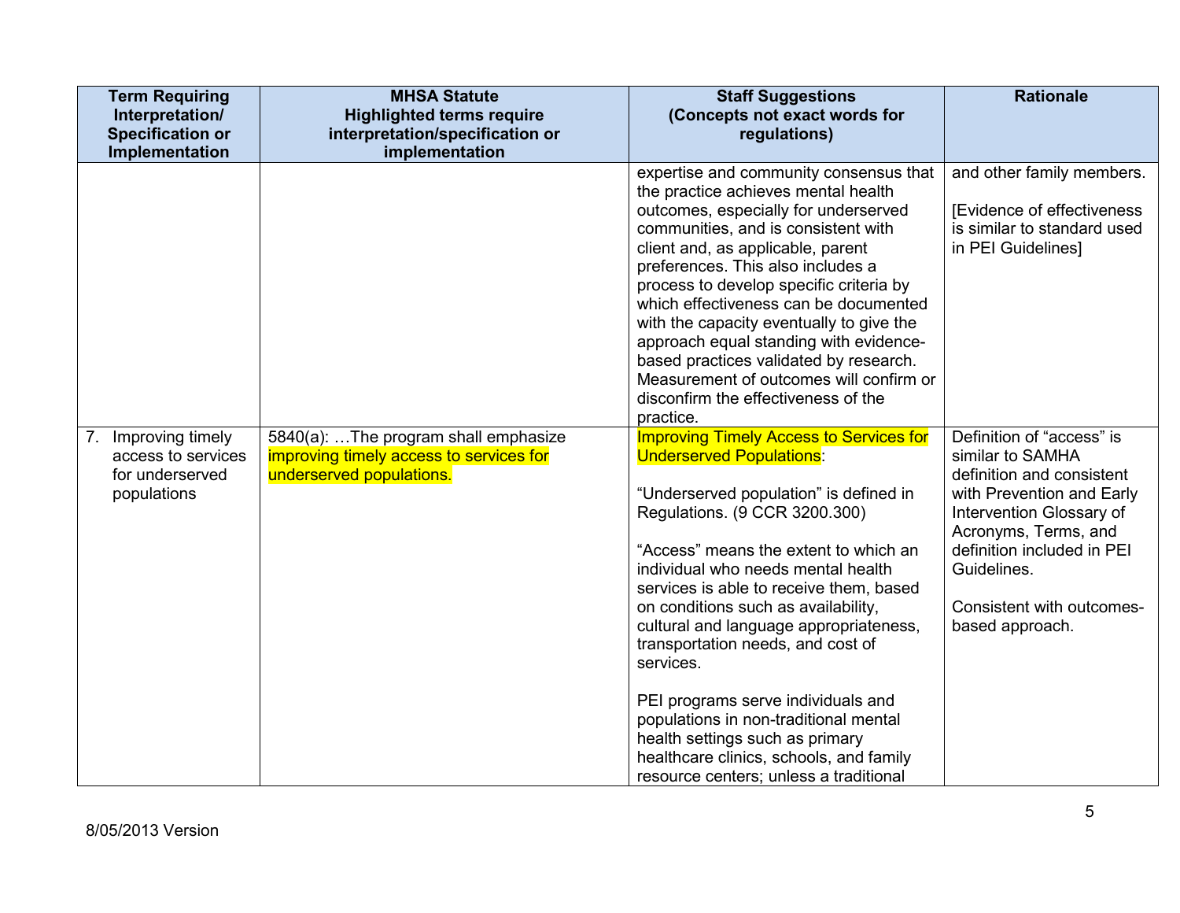| Term Requiring Interpretation/ Specification or Implementation | MHSA Statute Highlighted terms require interpretation/specification or implementation | Staff Suggestions (Concepts not exact words for regulations) | Rationale |
|---|---|---|---|
| | | expertise and community consensus that the practice achieves mental health outcomes, especially for underserved communities, and is consistent with client and, as applicable, parent preferences. This also includes a process to develop specific criteria by which effectiveness can be documented with the capacity eventually to give the approach equal standing with evidence-based practices validated by research. Measurement of outcomes will confirm or disconfirm the effectiveness of the practice. | and other family members.<br><br>[Evidence of effectiveness is similar to standard used in PEI Guidelines] |
| 7. Improving timely access to services for underserved populations | 5840(a): …The program shall emphasize improving timely access to services for underserved populations. | Improving Timely Access to Services for Underserved Populations:<br><br>"Underserved population" is defined in Regulations. (9 CCR 3200.300)<br><br>"Access" means the extent to which an individual who needs mental health services is able to receive them, based on conditions such as availability, cultural and language appropriateness, transportation needs, and cost of services.<br><br>PEI programs serve individuals and populations in non-traditional mental health settings such as primary healthcare clinics, schools, and family resource centers; unless a traditional | Definition of "access" is similar to SAMHA definition and consistent with Prevention and Early Intervention Glossary of Acronyms, Terms, and definition included in PEI Guidelines.<br><br>Consistent with outcomes-based approach. |

8/05/2013 Version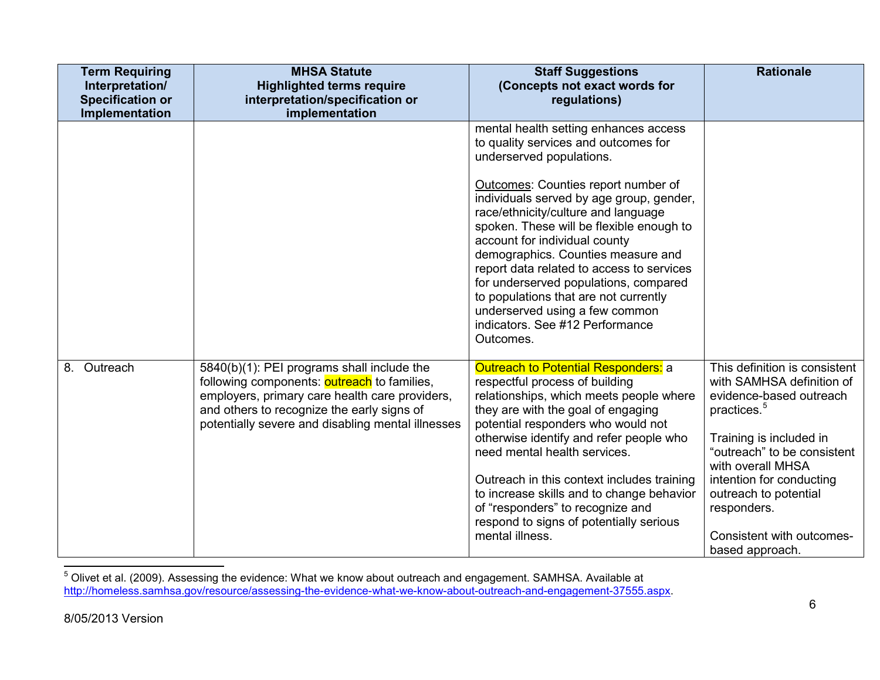| Term Requiring Interpretation/ Specification or Implementation | MHSA Statute Highlighted terms require interpretation/specification or implementation | Staff Suggestions (Concepts not exact words for regulations) | Rationale |
|---|---|---|---|
| | | mental health setting enhances access to quality services and outcomes for underserved populations.<br><br><u>Outcomes</u>: Counties report number of individuals served by age group, gender, race/ethnicity/culture and language spoken. These will be flexible enough to account for individual county demographics. Counties measure and report data related to access to services for underserved populations, compared to populations that are not currently underserved using a few common indicators. See #12 Performance Outcomes. | |
| 8. Outreach | 5840(b)(1): PEI programs shall include the following components: outreach to families, employers, primary care health care providers, and others to recognize the early signs of potentially severe and disabling mental illnesses | Outreach to Potential Responders: a respectful process of building relationships, which meets people where they are with the goal of engaging potential responders who would not otherwise identify and refer people who need mental health services.<br><br>Outreach in this context includes training to increase skills and to change behavior of "responders" to recognize and respond to signs of potentially serious mental illness. | This definition is consistent with SAMHSA definition of evidence-based outreach practices.[5]<br><br>Training is included in "outreach" to be consistent with overall MHSA intention for conducting outreach to potential responders.<br><br>Consistent with outcomes-based approach. |

[5] Olivet et al. (2009). Assessing the evidence: What we know about outreach and engagement. SAMHSA. Available at http://homeless.samhsa.gov/resource/assessing-the-evidence-what-we-know-about-outreach-and-engagement-37555.aspx.

8/05/2013 Version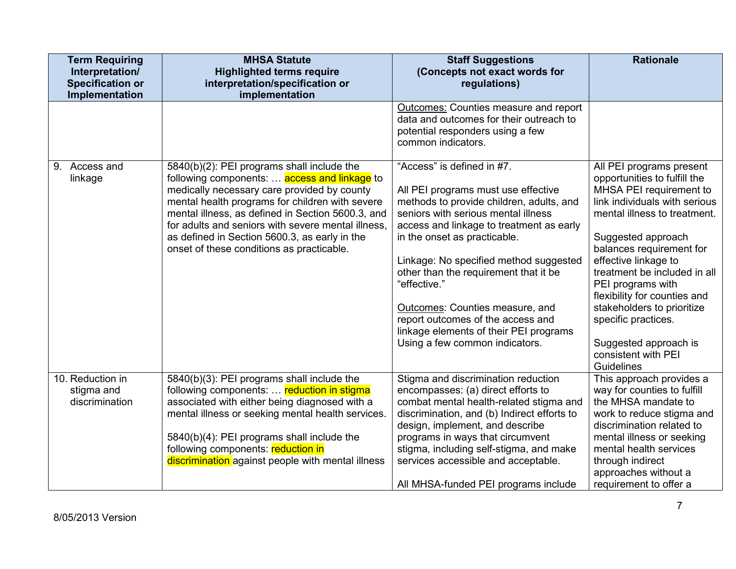| Term Requiring Interpretation/ Specification or Implementation | MHSA Statute Highlighted terms require interpretation/specification or implementation | Staff Suggestions (Concepts not exact words for regulations) | Rationale |
|---|---|---|---|
| | | Outcomes: Counties measure and report data and outcomes for their outreach to potential responders using a few common indicators. | |
| 9. Access and linkage | 5840(b)(2): PEI programs shall include the following components: … access and linkage to medically necessary care provided by county mental health programs for children with severe mental illness, as defined in Section 5600.3, and for adults and seniors with severe mental illness, as defined in Section 5600.3, as early in the onset of these conditions as practicable. | "Access" is defined in #7.<br><br>All PEI programs must use effective methods to provide children, adults, and seniors with serious mental illness access and linkage to treatment as early in the onset as practicable.<br><br>Linkage: No specified method suggested other than the requirement that it be "effective."<br><br>Outcomes: Counties measure, and report outcomes of the access and linkage elements of their PEI programs Using a few common indicators. | All PEI programs present opportunities to fulfill the MHSA PEI requirement to link individuals with serious mental illness to treatment.<br><br>Suggested approach balances requirement for effective linkage to treatment be included in all PEI programs with flexibility for counties and stakeholders to prioritize specific practices.<br><br>Suggested approach is consistent with PEI Guidelines |
| 10. Reduction in stigma and discrimination | 5840(b)(3): PEI programs shall include the following components: … reduction in stigma associated with either being diagnosed with a mental illness or seeking mental health services.<br><br>5840(b)(4): PEI programs shall include the following components: reduction in discrimination against people with mental illness | Stigma and discrimination reduction encompasses: (a) direct efforts to combat mental health-related stigma and discrimination, and (b) Indirect efforts to design, implement, and describe programs in ways that circumvent stigma, including self-stigma, and make services accessible and acceptable.<br><br>All MHSA-funded PEI programs include | This approach provides a way for counties to fulfill the MHSA mandate to work to reduce stigma and discrimination related to mental illness or seeking mental health services through indirect approaches without a requirement to offer a |

8/05/2013 Version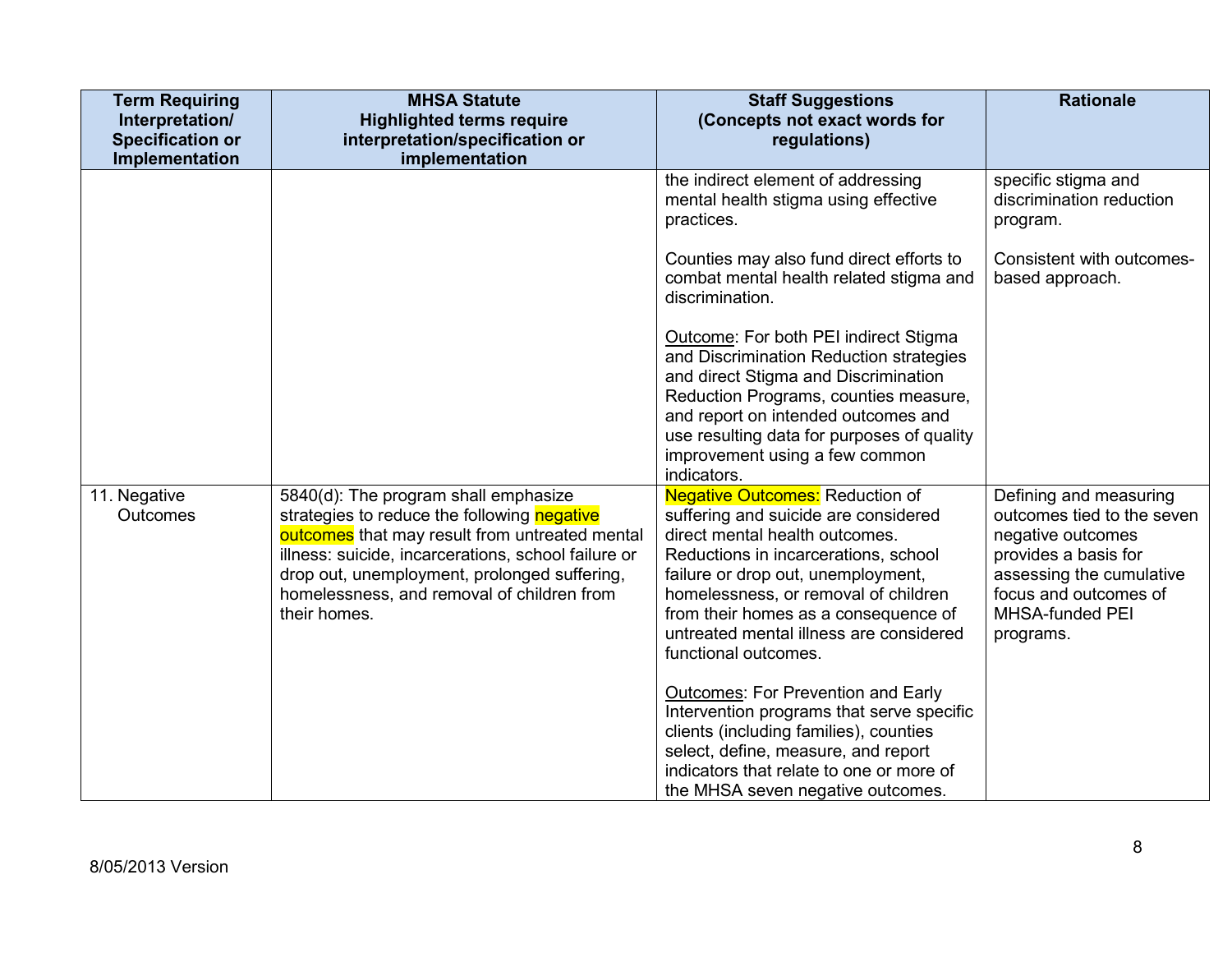| Term Requiring Interpretation/ Specification or Implementation | MHSA Statute Highlighted terms require interpretation/specification or implementation | Staff Suggestions (Concepts not exact words for regulations) | Rationale |
|---|---|---|---|
| | | the indirect element of addressing mental health stigma using effective practices.<br><br>Counties may also fund direct efforts to combat mental health related stigma and discrimination.<br><br>Outcome: For both PEI indirect Stigma and Discrimination Reduction strategies and direct Stigma and Discrimination Reduction Programs, counties measure, and report on intended outcomes and use resulting data for purposes of quality improvement using a few common indicators. | specific stigma and discrimination reduction program.<br><br>Consistent with outcomes-based approach. |
| 11. Negative Outcomes | 5840(d): The program shall emphasize strategies to reduce the following negative outcomes that may result from untreated mental illness: suicide, incarcerations, school failure or drop out, unemployment, prolonged suffering, homelessness, and removal of children from their homes. | Negative Outcomes: Reduction of suffering and suicide are considered direct mental health outcomes. Reductions in incarcerations, school failure or drop out, unemployment, homelessness, or removal of children from their homes as a consequence of untreated mental illness are considered functional outcomes.<br><br>Outcomes: For Prevention and Early Intervention programs that serve specific clients (including families), counties select, define, measure, and report indicators that relate to one or more of the MHSA seven negative outcomes. | Defining and measuring outcomes tied to the seven negative outcomes provides a basis for assessing the cumulative focus and outcomes of MHSA-funded PEI programs. |

8/05/2013 Version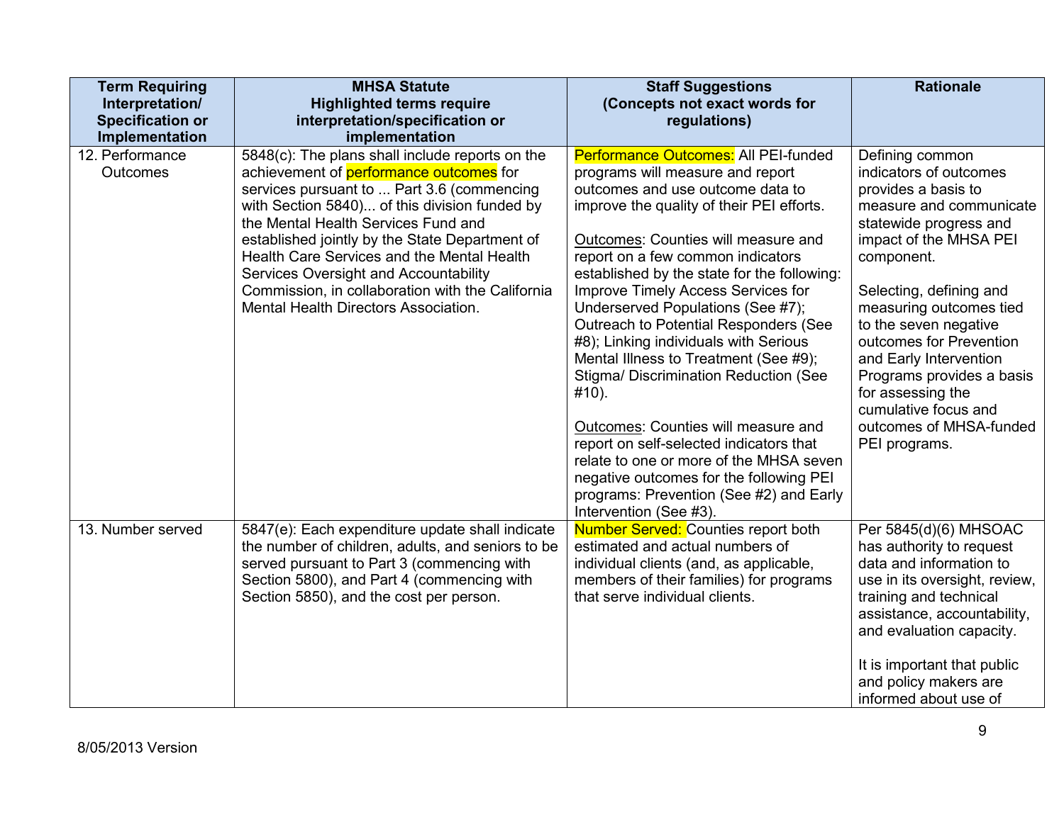| Term Requiring Interpretation/ Specification or Implementation | MHSA Statute Highlighted terms require interpretation/specification or implementation | Staff Suggestions (Concepts not exact words for regulations) | Rationale |
|---|---|---|---|
| 12. Performance Outcomes | 5848(c): The plans shall include reports on the achievement of performance outcomes for services pursuant to ... Part 3.6 (commencing with Section 5840)... of this division funded by the Mental Health Services Fund and established jointly by the State Department of Health Care Services and the Mental Health Services Oversight and Accountability Commission, in collaboration with the California Mental Health Directors Association. | Performance Outcomes: All PEI-funded programs will measure and report outcomes and use outcome data to improve the quality of their PEI efforts.<br><br>Outcomes: Counties will measure and report on a few common indicators established by the state for the following: Improve Timely Access Services for Underserved Populations (See #7); Outreach to Potential Responders (See #8); Linking individuals with Serious Mental Illness to Treatment (See #9); Stigma/ Discrimination Reduction (See #10).<br><br>Outcomes: Counties will measure and report on self-selected indicators that relate to one or more of the MHSA seven negative outcomes for the following PEI programs: Prevention (See #2) and Early Intervention (See #3). | Defining common indicators of outcomes provides a basis to measure and communicate statewide progress and impact of the MHSA PEI component.<br><br>Selecting, defining and measuring outcomes tied to the seven negative outcomes for Prevention and Early Intervention Programs provides a basis for assessing the cumulative focus and outcomes of MHSA-funded PEI programs. |
| 13. Number served | 5847(e): Each expenditure update shall indicate the number of children, adults, and seniors to be served pursuant to Part 3 (commencing with Section 5800), and Part 4 (commencing with Section 5850), and the cost per person. | Number Served: Counties report both estimated and actual numbers of individual clients (and, as applicable, members of their families) for programs that serve individual clients. | Per 5845(d)(6) MHSOAC has authority to request data and information to use in its oversight, review, training and technical assistance, accountability, and evaluation capacity.<br><br>It is important that public and policy makers are informed about use of |

8/05/2013 Version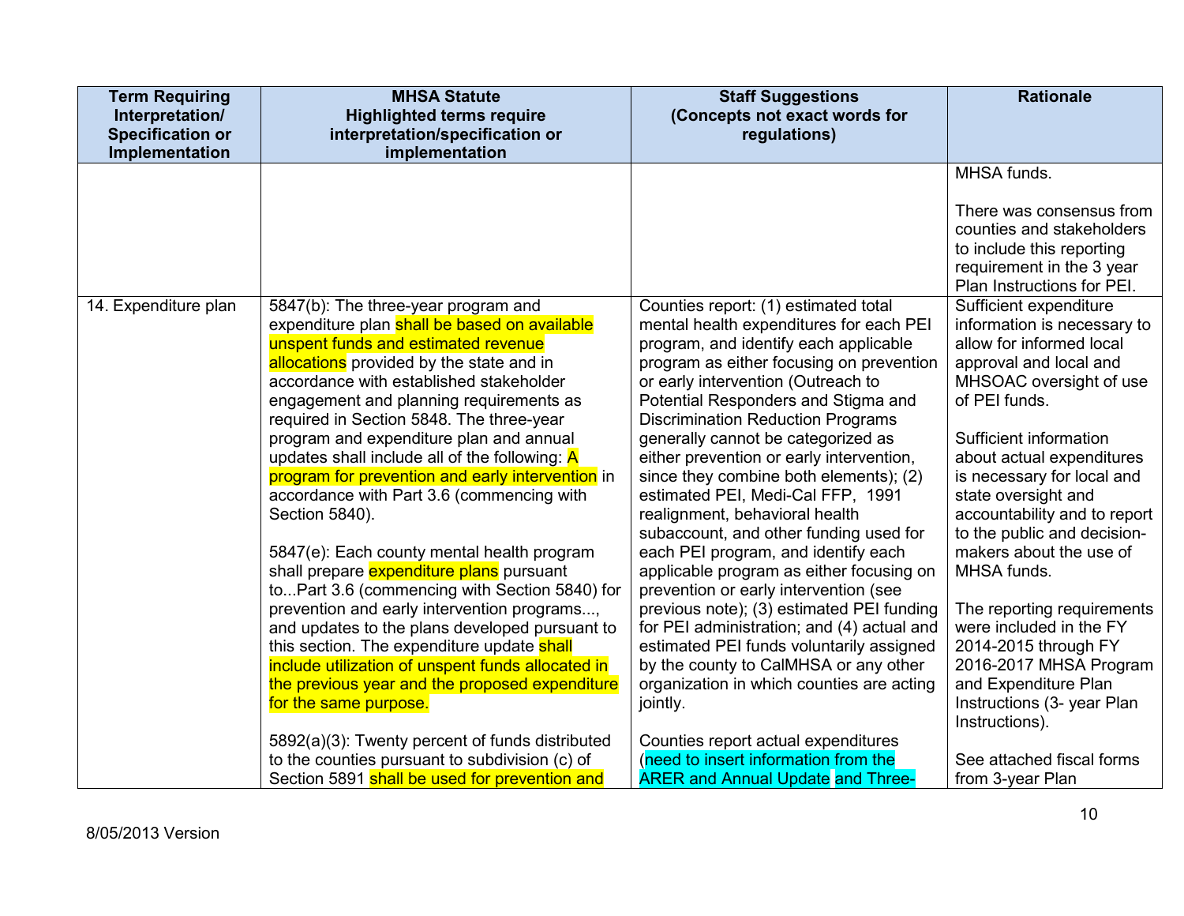| Term Requiring Interpretation/ Specification or Implementation | MHSA Statute Highlighted terms require interpretation/specification or implementation | Staff Suggestions (Concepts not exact words for regulations) | Rationale |
|---|---|---|---|
| | | | MHSA funds.<br><br>There was consensus from counties and stakeholders to include this reporting requirement in the 3 year Plan Instructions for PEI. |
| 14. Expenditure plan | 5847(b): The three-year program and expenditure plan shall be based on available unspent funds and estimated revenue allocations provided by the state and in accordance with established stakeholder engagement and planning requirements as required in Section 5848. The three-year program and expenditure plan and annual updates shall include all of the following: A program for prevention and early intervention in accordance with Part 3.6 (commencing with Section 5840).<br><br>5847(e): Each county mental health program shall prepare expenditure plans pursuant to...Part 3.6 (commencing with Section 5840) for prevention and early intervention programs..., and updates to the plans developed pursuant to this section. The expenditure update shall include utilization of unspent funds allocated in the previous year and the proposed expenditure for the same purpose.<br><br>5892(a)(3): Twenty percent of funds distributed to the counties pursuant to subdivision (c) of Section 5891 shall be used for prevention and | Counties report: (1) estimated total mental health expenditures for each PEI program, and identify each applicable program as either focusing on prevention or early intervention (Outreach to Potential Responders and Stigma and Discrimination Reduction Programs generally cannot be categorized as either prevention or early intervention, since they combine both elements); (2) estimated PEI, Medi-Cal FFP, 1991 realignment, behavioral health subaccount, and other funding used for each PEI program, and identify each applicable program as either focusing on prevention or early intervention (see previous note); (3) estimated PEI funding for PEI administration; and (4) actual and estimated PEI funds voluntarily assigned by the county to CalMHSA or any other organization in which counties are acting jointly.<br><br>Counties report actual expenditures (need to insert information from the ARER and Annual Update and Three- | Sufficient expenditure information is necessary to allow for informed local approval and local and MHSOAC oversight of use of PEI funds.<br><br>Sufficient information about actual expenditures is necessary for local and state oversight and accountability and to report to the public and decision-makers about the use of MHSA funds.<br><br>The reporting requirements were included in the FY 2014-2015 through FY 2016-2017 MHSA Program and Expenditure Plan Instructions (3- year Plan Instructions).<br><br>See attached fiscal forms from 3-year Plan |

8/05/2013 Version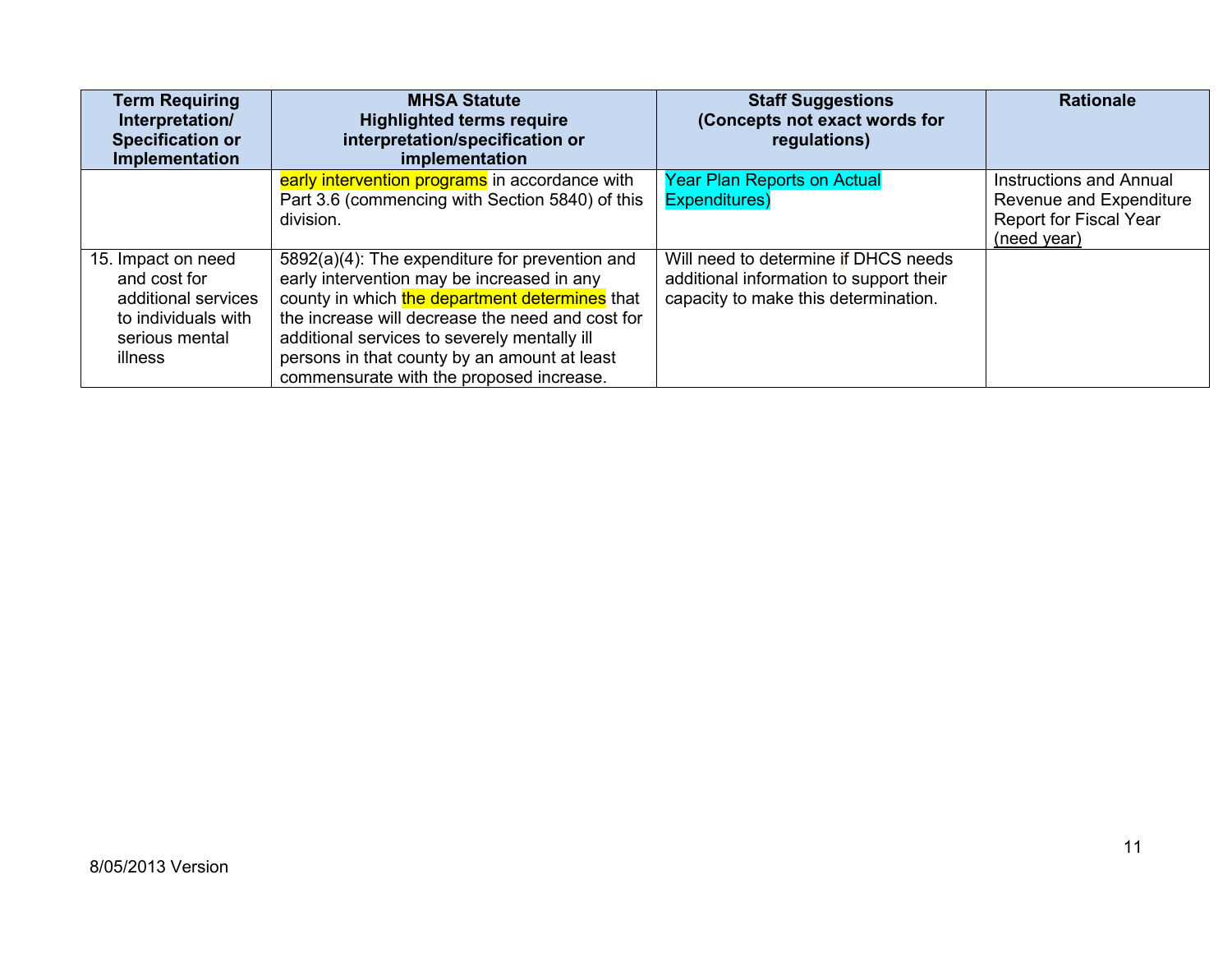| Term Requiring Interpretation/ Specification or Implementation | MHSA Statute Highlighted terms require interpretation/specification or implementation | Staff Suggestions (Concepts not exact words for regulations) | Rationale |
|---|---|---|---|
| | early intervention programs in accordance with Part 3.6 (commencing with Section 5840) of this division. | Year Plan Reports on Actual Expenditures) | Instructions and Annual Revenue and Expenditure Report for Fiscal Year (need year) |
| 15. Impact on need and cost for additional services to individuals with serious mental illness | 5892(a)(4): The expenditure for prevention and early intervention may be increased in any county in which the department determines that the increase will decrease the need and cost for additional services to severely mentally ill persons in that county by an amount at least commensurate with the proposed increase. | Will need to determine if DHCS needs additional information to support their capacity to make this determination. | |

8/05/2013 Version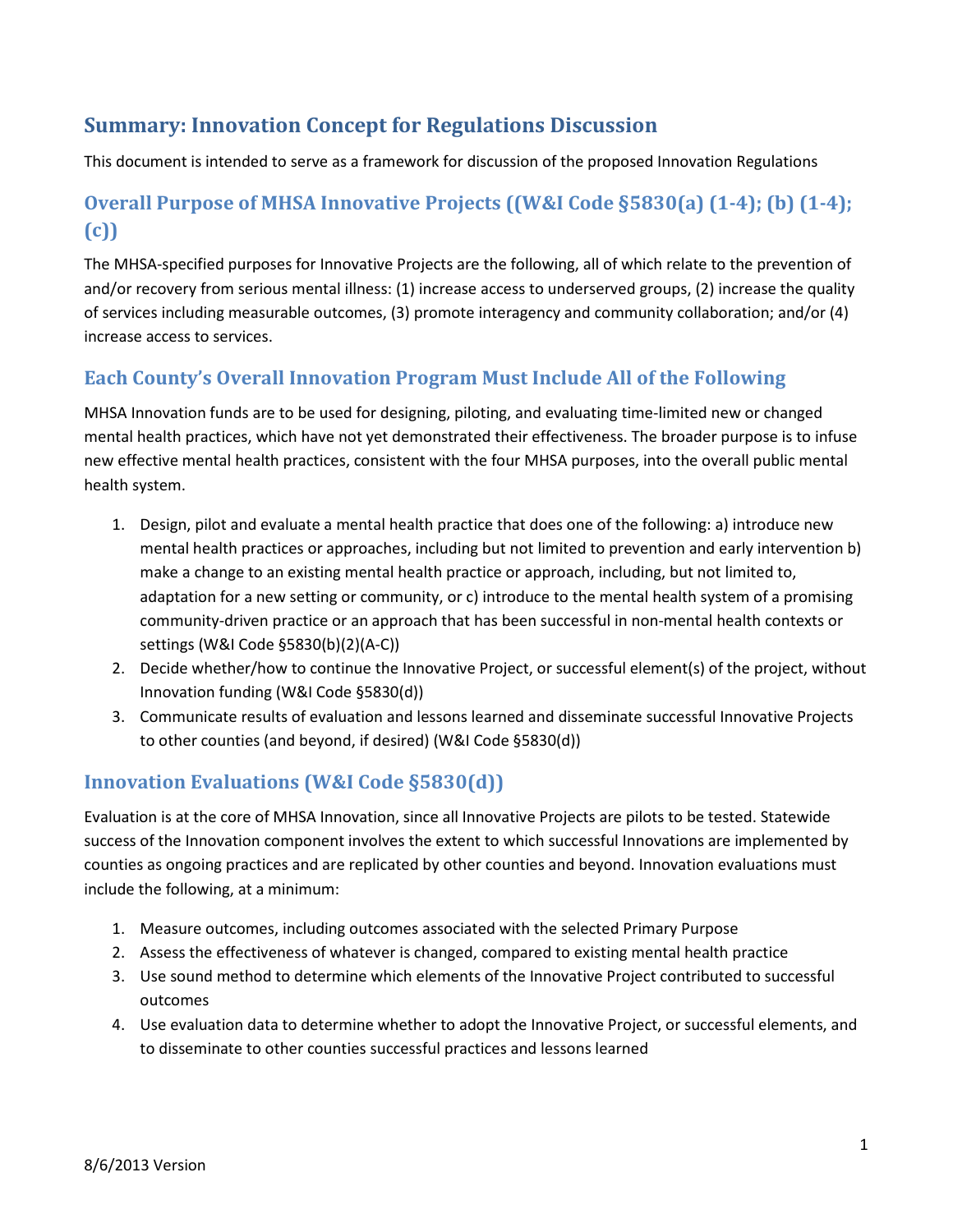## Summary: Innovation Concept for Regulations Discussion

This document is intended to serve as a framework for discussion of the proposed Innovation Regulations

### Overall Purpose of MHSA Innovative Projects ((W&I Code §5830(a) (1-4); (b) (1-4); (c))

The MHSA-specified purposes for Innovative Projects are the following, all of which relate to the prevention of and/or recovery from serious mental illness: (1) increase access to underserved groups, (2) increase the quality of services including measurable outcomes, (3) promote interagency and community collaboration; and/or (4) increase access to services.

### Each County's Overall Innovation Program Must Include All of the Following

MHSA Innovation funds are to be used for designing, piloting, and evaluating time-limited new or changed mental health practices, which have not yet demonstrated their effectiveness. The broader purpose is to infuse new effective mental health practices, consistent with the four MHSA purposes, into the overall public mental health system.

1. Design, pilot and evaluate a mental health practice that does one of the following: a) introduce new mental health practices or approaches, including but not limited to prevention and early intervention b) make a change to an existing mental health practice or approach, including, but not limited to, adaptation for a new setting or community, or c) introduce to the mental health system of a promising community-driven practice or an approach that has been successful in non-mental health contexts or settings (W&I Code §5830(b)(2)(A-C))
2. Decide whether/how to continue the Innovative Project, or successful element(s) of the project, without Innovation funding (W&I Code §5830(d))
3. Communicate results of evaluation and lessons learned and disseminate successful Innovative Projects to other counties (and beyond, if desired) (W&I Code §5830(d))

### Innovation Evaluations (W&I Code §5830(d))

Evaluation is at the core of MHSA Innovation, since all Innovative Projects are pilots to be tested. Statewide success of the Innovation component involves the extent to which successful Innovations are implemented by counties as ongoing practices and are replicated by other counties and beyond. Innovation evaluations must include the following, at a minimum:

1. Measure outcomes, including outcomes associated with the selected Primary Purpose
2. Assess the effectiveness of whatever is changed, compared to existing mental health practice
3. Use sound method to determine which elements of the Innovative Project contributed to successful outcomes
4. Use evaluation data to determine whether to adopt the Innovative Project, or successful elements, and to disseminate to other counties successful practices and lessons learned

8/6/2013 Version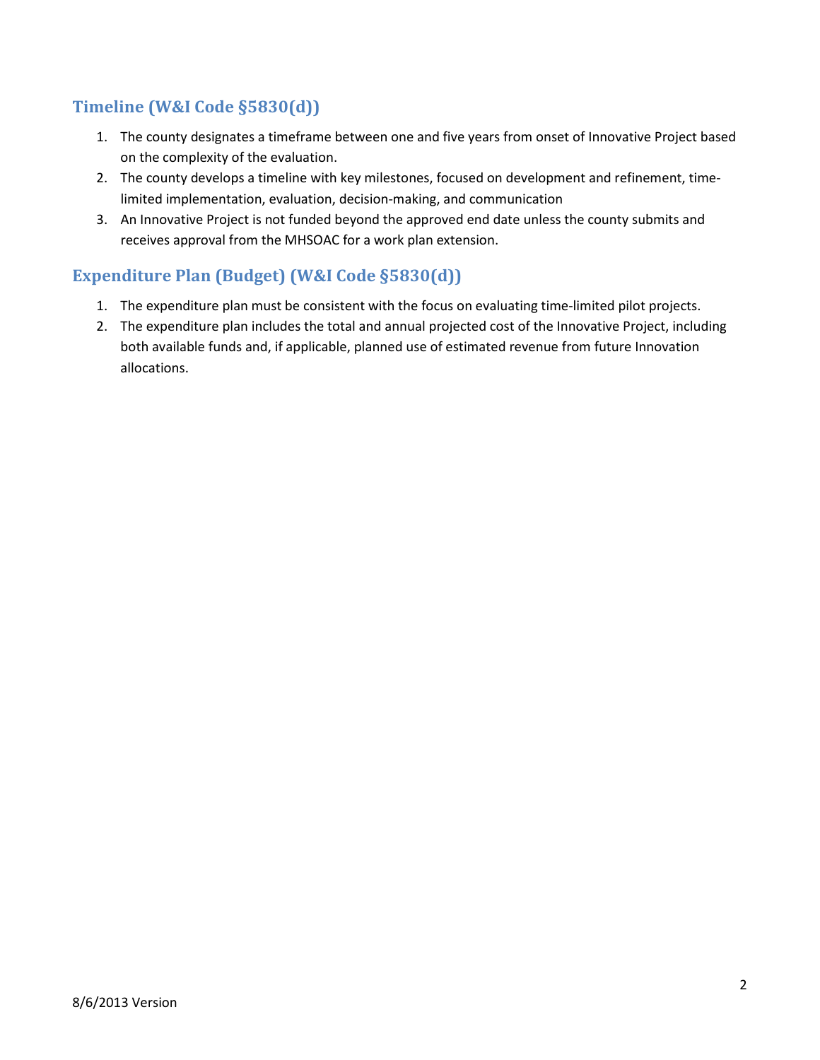## Timeline (W&I Code §5830(d))

1. The county designates a timeframe between one and five years from onset of Innovative Project based on the complexity of the evaluation.
2. The county develops a timeline with key milestones, focused on development and refinement, time-limited implementation, evaluation, decision-making, and communication
3. An Innovative Project is not funded beyond the approved end date unless the county submits and receives approval from the MHSOAC for a work plan extension.

## Expenditure Plan (Budget) (W&I Code §5830(d))

1. The expenditure plan must be consistent with the focus on evaluating time-limited pilot projects.
2. The expenditure plan includes the total and annual projected cost of the Innovative Project, including both available funds and, if applicable, planned use of estimated revenue from future Innovation allocations.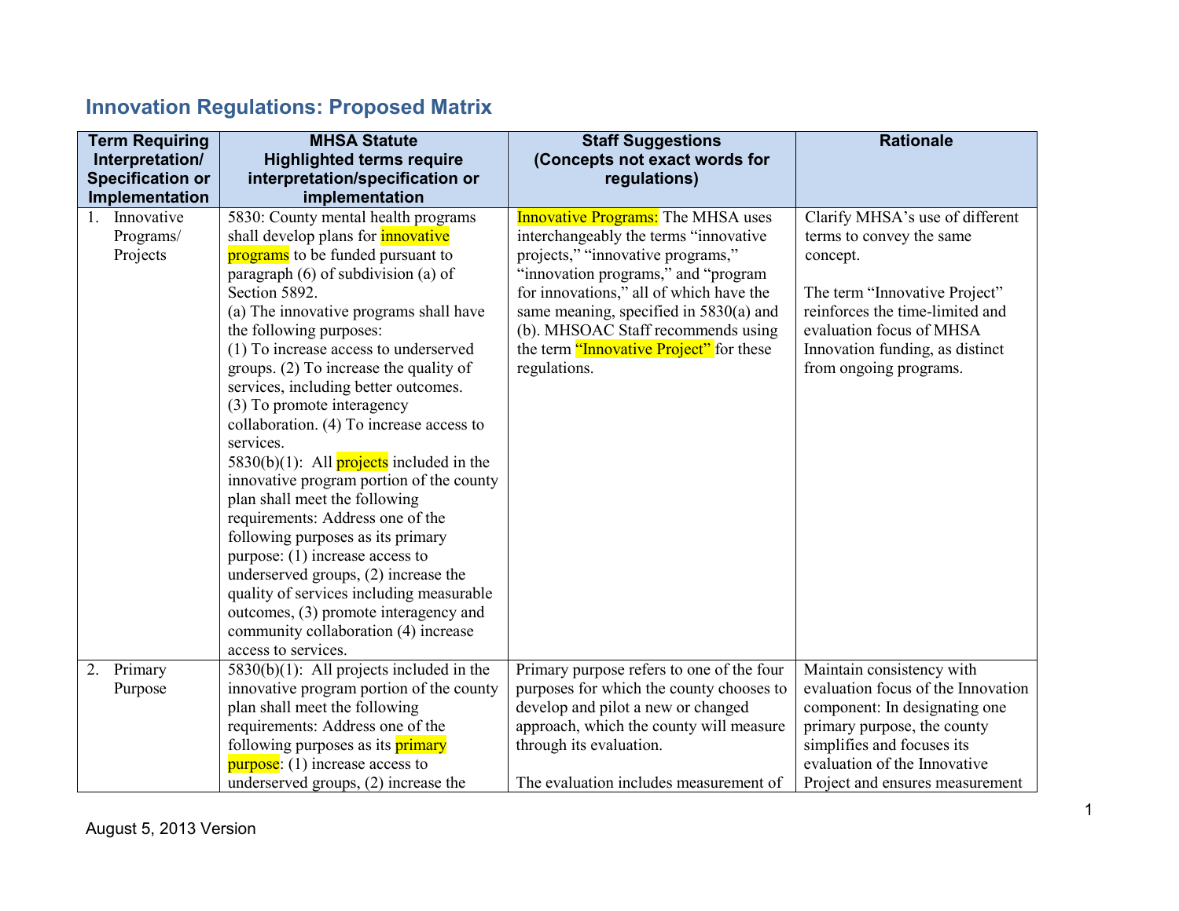## Innovation Regulations: Proposed Matrix

| Term Requiring Interpretation/ Specification or Implementation | MHSA Statute Highlighted terms require interpretation/specification or implementation | Staff Suggestions (Concepts not exact words for regulations) | Rationale |
|---|---|---|---|
| 1. Innovative Programs/ Projects | 5830: County mental health programs shall develop plans for innovative programs to be funded pursuant to paragraph (6) of subdivision (a) of Section 5892.<br>(a) The innovative programs shall have the following purposes:<br>(1) To increase access to underserved groups. (2) To increase the quality of services, including better outcomes.<br>(3) To promote interagency collaboration. (4) To increase access to services.<br>5830(b)(1): All projects included in the innovative program portion of the county plan shall meet the following requirements: Address one of the following purposes as its primary purpose: (1) increase access to underserved groups, (2) increase the quality of services including measurable outcomes, (3) promote interagency and community collaboration (4) increase access to services. | Innovative Programs: The MHSA uses interchangeably the terms "innovative projects," "innovative programs," "innovation programs," and "program for innovations," all of which have the same meaning, specified in 5830(a) and (b). MHSOAC Staff recommends using the term "Innovative Project" for these regulations. | Clarify MHSA's use of different terms to convey the same concept.<br><br>The term "Innovative Project" reinforces the time-limited and evaluation focus of MHSA Innovation funding, as distinct from ongoing programs. |
| 2. Primary Purpose | 5830(b)(1): All projects included in the innovative program portion of the county plan shall meet the following requirements: Address one of the following purposes as its primary purpose: (1) increase access to underserved groups, (2) increase the | Primary purpose refers to one of the four purposes for which the county chooses to develop and pilot a new or changed approach, which the county will measure through its evaluation.<br><br>The evaluation includes measurement of | Maintain consistency with evaluation focus of the Innovation component: In designating one primary purpose, the county simplifies and focuses its evaluation of the Innovative Project and ensures measurement |

August 5, 2013 Version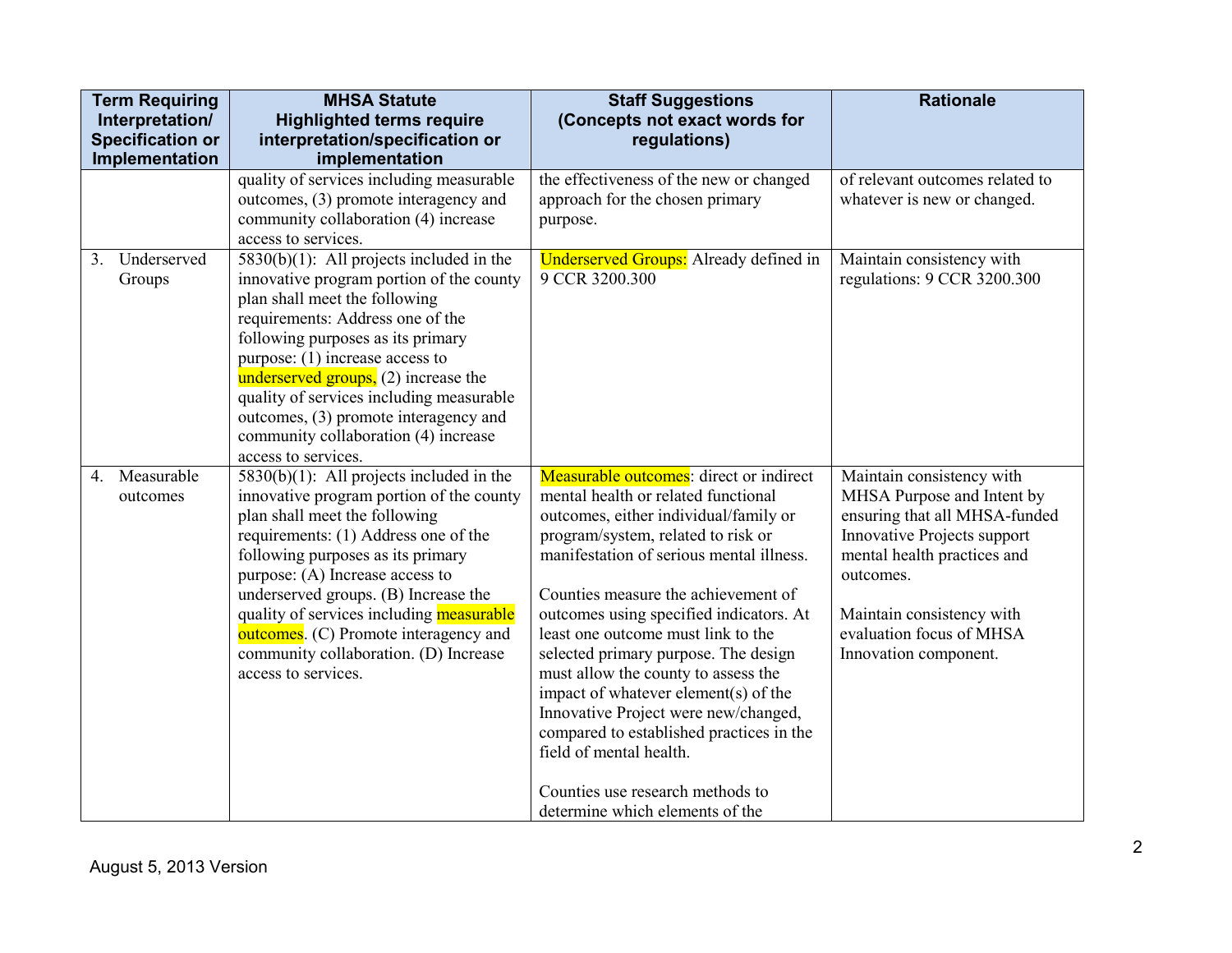| Term Requiring Interpretation/ Specification or Implementation | MHSA Statute Highlighted terms require interpretation/specification or implementation | Staff Suggestions (Concepts not exact words for regulations) | Rationale |
|---|---|---|---|
| | quality of services including measurable outcomes, (3) promote interagency and community collaboration (4) increase access to services. | the effectiveness of the new or changed approach for the chosen primary purpose. | of relevant outcomes related to whatever is new or changed. |
| 3. Underserved Groups | 5830(b)(1): All projects included in the innovative program portion of the county plan shall meet the following requirements: Address one of the following purposes as its primary purpose: (1) increase access to underserved groups, (2) increase the quality of services including measurable outcomes, (3) promote interagency and community collaboration (4) increase access to services. | Underserved Groups: Already defined in 9 CCR 3200.300 | Maintain consistency with regulations: 9 CCR 3200.300 |
| 4. Measurable outcomes | 5830(b)(1): All projects included in the innovative program portion of the county plan shall meet the following requirements: (1) Address one of the following purposes as its primary purpose: (A) Increase access to underserved groups. (B) Increase the quality of services including measurable outcomes. (C) Promote interagency and community collaboration. (D) Increase access to services. | Measurable outcomes: direct or indirect mental health or related functional outcomes, either individual/family or program/system, related to risk or manifestation of serious mental illness.<br><br>Counties measure the achievement of outcomes using specified indicators. At least one outcome must link to the selected primary purpose. The design must allow the county to assess the impact of whatever element(s) of the Innovative Project were new/changed, compared to established practices in the field of mental health.<br><br>Counties use research methods to determine which elements of the | Maintain consistency with MHSA Purpose and Intent by ensuring that all MHSA-funded Innovative Projects support mental health practices and outcomes.<br><br>Maintain consistency with evaluation focus of MHSA Innovation component. |

August 5, 2013 Version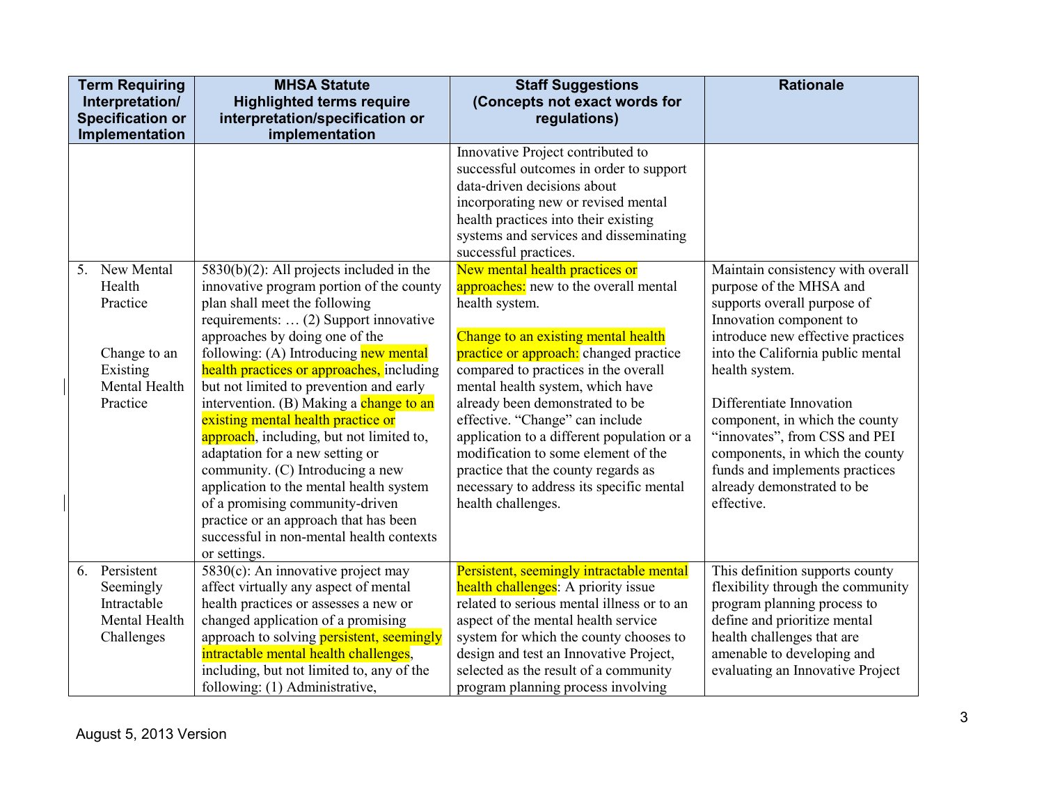| Term Requiring Interpretation/ Specification or Implementation | MHSA Statute Highlighted terms require interpretation/specification or implementation | Staff Suggestions (Concepts not exact words for regulations) | Rationale |
|---|---|---|---|
| | | Innovative Project contributed to successful outcomes in order to support data-driven decisions about incorporating new or revised mental health practices into their existing systems and services and disseminating successful practices. | |
| 5. New Mental Health Practice<br><br>Change to an Existing Mental Health Practice | 5830(b)(2): All projects included in the innovative program portion of the county plan shall meet the following requirements: … (2) Support innovative approaches by doing one of the following: (A) Introducing new mental health practices or approaches, including but not limited to prevention and early intervention. (B) Making a change to an existing mental health practice or approach, including, but not limited to, adaptation for a new setting or community. (C) Introducing a new application to the mental health system of a promising community-driven practice or an approach that has been successful in non-mental health contexts or settings. | New mental health practices or approaches: new to the overall mental health system.<br><br>Change to an existing mental health practice or approach: changed practice compared to practices in the overall mental health system, which have already been demonstrated to be effective. "Change" can include application to a different population or a modification to some element of the practice that the county regards as necessary to address its specific mental health challenges. | Maintain consistency with overall purpose of the MHSA and supports overall purpose of Innovation component to introduce new effective practices into the California public mental health system.<br><br>Differentiate Innovation component, in which the county "innovates", from CSS and PEI components, in which the county funds and implements practices already demonstrated to be effective. |
| 6. Persistent Seemingly Intractable Mental Health Challenges | 5830(c): An innovative project may affect virtually any aspect of mental health practices or assesses a new or changed application of a promising approach to solving persistent, seemingly intractable mental health challenges, including, but not limited to, any of the following: (1) Administrative, | Persistent, seemingly intractable mental health challenges: A priority issue related to serious mental illness or to an aspect of the mental health service system for which the county chooses to design and test an Innovative Project, selected as the result of a community program planning process involving | This definition supports county flexibility through the community program planning process to define and prioritize mental health challenges that are amenable to developing and evaluating an Innovative Project |

August 5, 2013 Version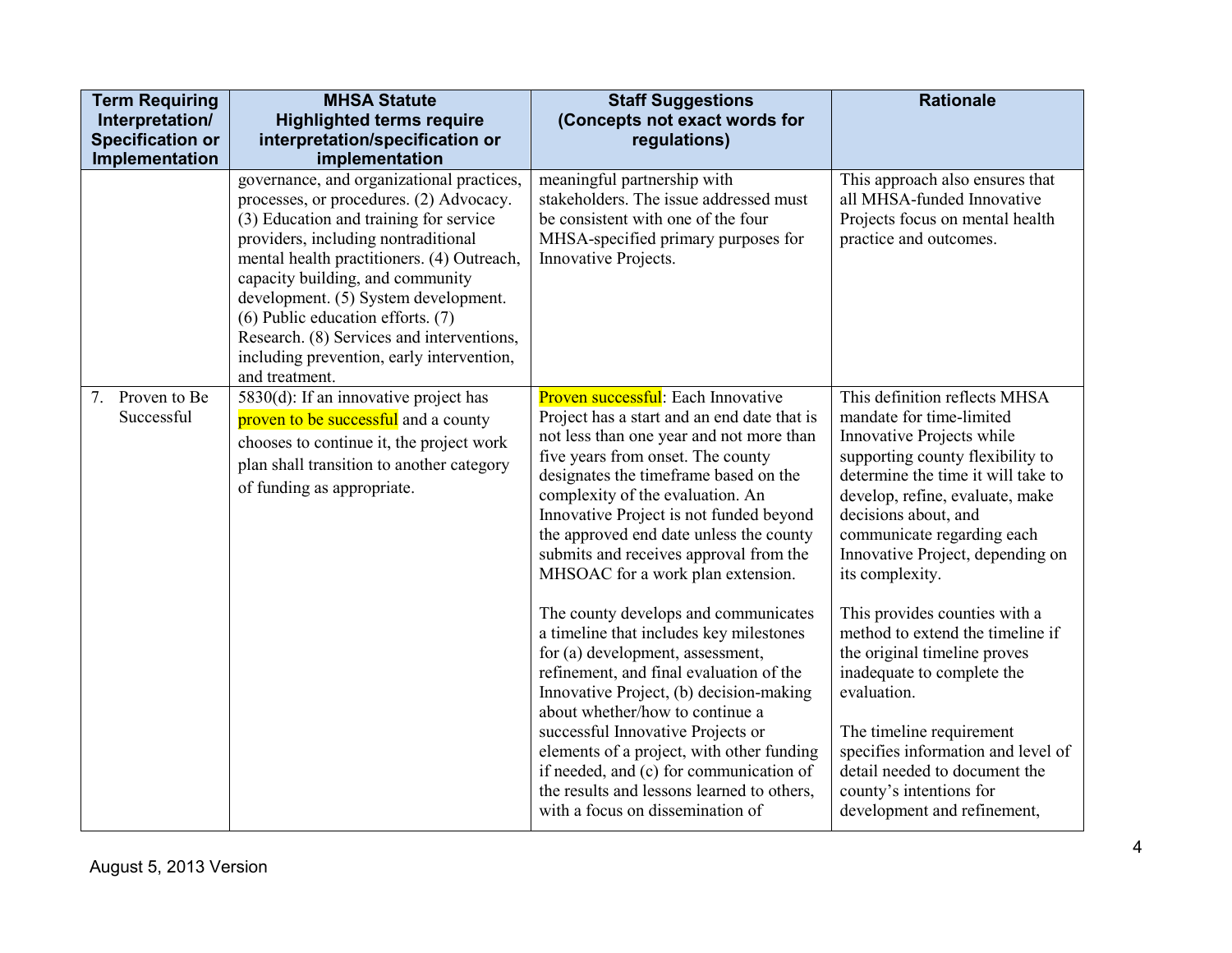| Term Requiring Interpretation/ Specification or Implementation | MHSA Statute Highlighted terms require interpretation/specification or implementation | Staff Suggestions (Concepts not exact words for regulations) | Rationale |
|---|---|---|---|
| | governance, and organizational practices, processes, or procedures. (2) Advocacy. (3) Education and training for service providers, including nontraditional mental health practitioners. (4) Outreach, capacity building, and community development. (5) System development. (6) Public education efforts. (7) Research. (8) Services and interventions, including prevention, early intervention, and treatment. | meaningful partnership with stakeholders. The issue addressed must be consistent with one of the four MHSA-specified primary purposes for Innovative Projects. | This approach also ensures that all MHSA-funded Innovative Projects focus on mental health practice and outcomes. |
| 7. Proven to Be Successful | 5830(d): If an innovative project has proven to be successful and a county chooses to continue it, the project work plan shall transition to another category of funding as appropriate. | Proven successful: Each Innovative Project has a start and an end date that is not less than one year and not more than five years from onset. The county designates the timeframe based on the complexity of the evaluation. An Innovative Project is not funded beyond the approved end date unless the county submits and receives approval from the MHSOAC for a work plan extension.<br><br>The county develops and communicates a timeline that includes key milestones for (a) development, assessment, refinement, and final evaluation of the Innovative Project, (b) decision-making about whether/how to continue a successful Innovative Projects or elements of a project, with other funding if needed, and (c) for communication of the results and lessons learned to others, with a focus on dissemination of | This definition reflects MHSA mandate for time-limited Innovative Projects while supporting county flexibility to determine the time it will take to develop, refine, evaluate, make decisions about, and communicate regarding each Innovative Project, depending on its complexity.<br><br>This provides counties with a method to extend the timeline if the original timeline proves inadequate to complete the evaluation.<br><br>The timeline requirement specifies information and level of detail needed to document the county's intentions for development and refinement, |

August 5, 2013 Version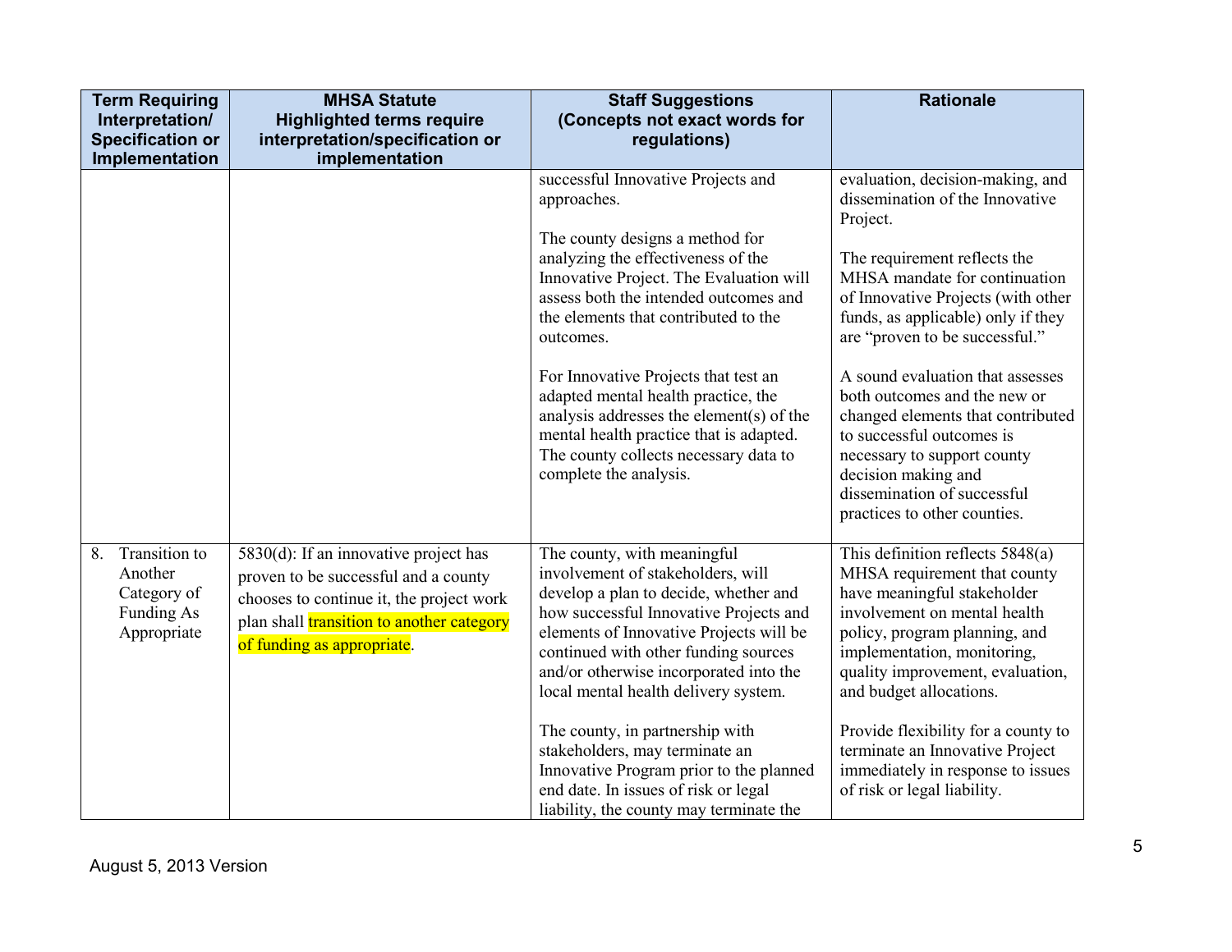| Term Requiring Interpretation/ Specification or Implementation | MHSA Statute Highlighted terms require interpretation/specification or implementation | Staff Suggestions (Concepts not exact words for regulations) | Rationale |
|---|---|---|---|
| | | successful Innovative Projects and approaches.<br><br>The county designs a method for analyzing the effectiveness of the Innovative Project. The Evaluation will assess both the intended outcomes and the elements that contributed to the outcomes.<br><br>For Innovative Projects that test an adapted mental health practice, the analysis addresses the element(s) of the mental health practice that is adapted. The county collects necessary data to complete the analysis. | evaluation, decision-making, and dissemination of the Innovative Project.<br><br>The requirement reflects the MHSA mandate for continuation of Innovative Projects (with other funds, as applicable) only if they are "proven to be successful."<br><br>A sound evaluation that assesses both outcomes and the new or changed elements that contributed to successful outcomes is necessary to support county decision making and dissemination of successful practices to other counties. |
| 8. Transition to Another Category of Funding As Appropriate | 5830(d): If an innovative project has proven to be successful and a county chooses to continue it, the project work plan shall transition to another category of funding as appropriate. | The county, with meaningful involvement of stakeholders, will develop a plan to decide, whether and how successful Innovative Projects and elements of Innovative Projects will be continued with other funding sources and/or otherwise incorporated into the local mental health delivery system.<br><br>The county, in partnership with stakeholders, may terminate an Innovative Program prior to the planned end date. In issues of risk or legal liability, the county may terminate the | This definition reflects 5848(a) MHSA requirement that county have meaningful stakeholder involvement on mental health policy, program planning, and implementation, monitoring, quality improvement, evaluation, and budget allocations.<br><br>Provide flexibility for a county to terminate an Innovative Project immediately in response to issues of risk or legal liability. |

August 5, 2013 Version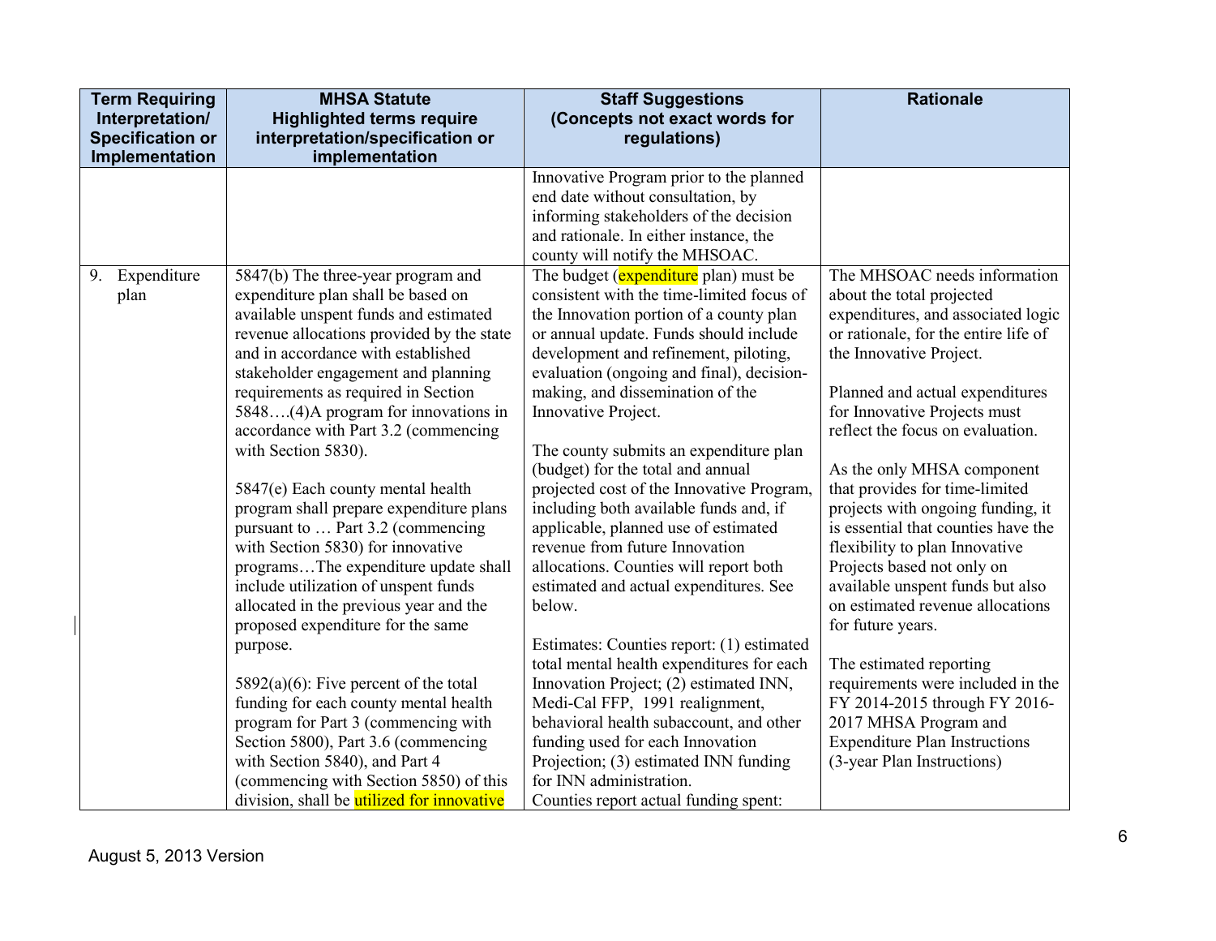| Term Requiring Interpretation/ Specification or Implementation | MHSA Statute Highlighted terms require interpretation/specification or implementation | Staff Suggestions (Concepts not exact words for regulations) | Rationale |
| --- | --- | --- | --- |
| | | Innovative Program prior to the planned end date without consultation, by informing stakeholders of the decision and rationale. In either instance, the county will notify the MHSOAC. | |
| 9. Expenditure plan | 5847(b) The three-year program and expenditure plan shall be based on available unspent funds and estimated revenue allocations provided by the state and in accordance with established stakeholder engagement and planning requirements as required in Section 5848….(4)A program for innovations in accordance with Part 3.2 (commencing with Section 5830).<br><br>5847(e) Each county mental health program shall prepare expenditure plans pursuant to … Part 3.2 (commencing with Section 5830) for innovative programs…The expenditure update shall include utilization of unspent funds allocated in the previous year and the proposed expenditure for the same purpose.<br><br>5892(a)(6): Five percent of the total funding for each county mental health program for Part 3 (commencing with Section 5800), Part 3.6 (commencing with Section 5840), and Part 4 (commencing with Section 5850) of this division, shall be utilized for innovative | The budget (expenditure plan) must be consistent with the time-limited focus of the Innovation portion of a county plan or annual update. Funds should include development and refinement, piloting, evaluation (ongoing and final), decision-making, and dissemination of the Innovative Project.<br><br>The county submits an expenditure plan (budget) for the total and annual projected cost of the Innovative Program, including both available funds and, if applicable, planned use of estimated revenue from future Innovation allocations. Counties will report both estimated and actual expenditures. See below.<br><br>Estimates: Counties report: (1) estimated total mental health expenditures for each Innovation Project; (2) estimated INN, Medi-Cal FFP, 1991 realignment, behavioral health subaccount, and other funding used for each Innovation Projection; (3) estimated INN funding for INN administration.<br>Counties report actual funding spent: | The MHSOAC needs information about the total projected expenditures, and associated logic or rationale, for the entire life of the Innovative Project.<br><br>Planned and actual expenditures for Innovative Projects must reflect the focus on evaluation.<br><br>As the only MHSA component that provides for time-limited projects with ongoing funding, it is essential that counties have the flexibility to plan Innovative Projects based not only on available unspent funds but also on estimated revenue allocations for future years.<br><br>The estimated reporting requirements were included in the FY 2014-2015 through FY 2016-2017 MHSA Program and Expenditure Plan Instructions (3-year Plan Instructions) |

August 5, 2013 Version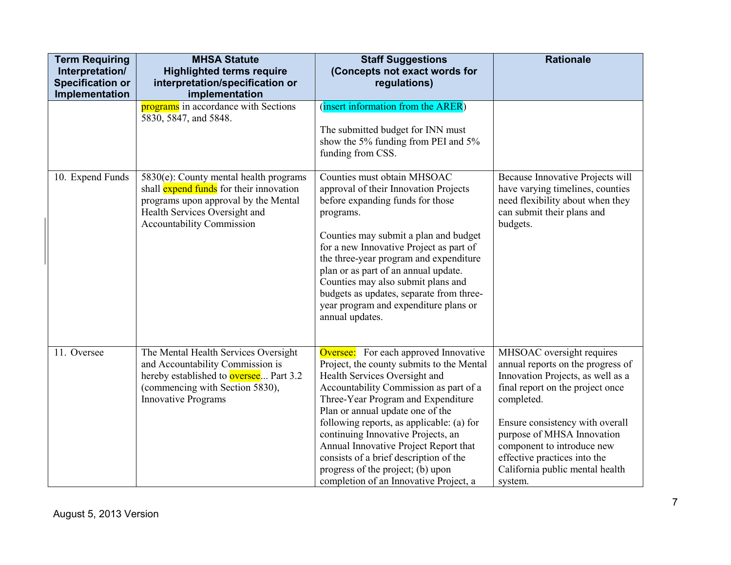| Term Requiring Interpretation/ Specification or Implementation | MHSA Statute Highlighted terms require interpretation/specification or implementation | Staff Suggestions (Concepts not exact words for regulations) | Rationale |
|---|---|---|---|
| | programs in accordance with Sections 5830, 5847, and 5848. | (insert information from the ARER)<br><br>The submitted budget for INN must show the 5% funding from PEI and 5% funding from CSS. | |
| 10. Expend Funds | 5830(e): County mental health programs shall expend funds for their innovation programs upon approval by the Mental Health Services Oversight and Accountability Commission | Counties must obtain MHSOAC approval of their Innovation Projects before expanding funds for those programs.<br><br>Counties may submit a plan and budget for a new Innovative Project as part of the three-year program and expenditure plan or as part of an annual update. Counties may also submit plans and budgets as updates, separate from three-year program and expenditure plans or annual updates. | Because Innovative Projects will have varying timelines, counties need flexibility about when they can submit their plans and budgets. |
| 11. Oversee | The Mental Health Services Oversight and Accountability Commission is hereby established to oversee... Part 3.2 (commencing with Section 5830), Innovative Programs | Oversee: For each approved Innovative Project, the county submits to the Mental Health Services Oversight and Accountability Commission as part of a Three-Year Program and Expenditure Plan or annual update one of the following reports, as applicable: (a) for continuing Innovative Projects, an Annual Innovative Project Report that consists of a brief description of the progress of the project; (b) upon completion of an Innovative Project, a | MHSOAC oversight requires annual reports on the progress of Innovation Projects, as well as a final report on the project once completed.<br><br>Ensure consistency with overall purpose of MHSA Innovation component to introduce new effective practices into the California public mental health system. |

August 5, 2013 Version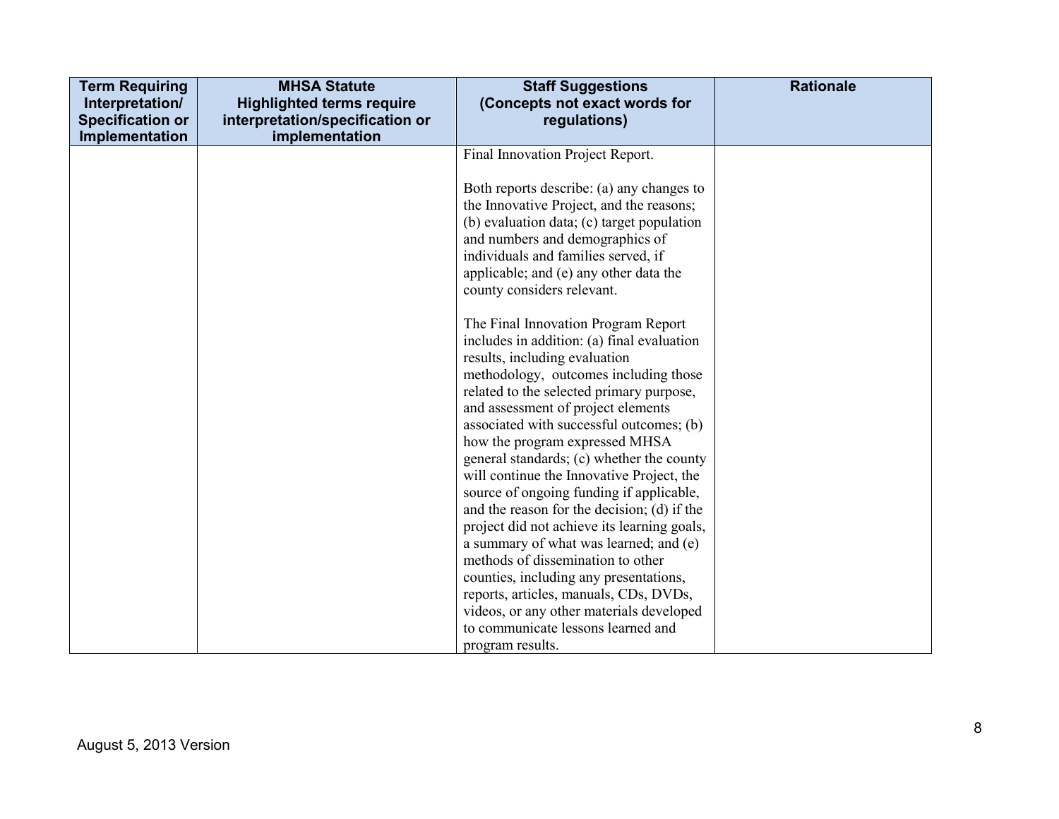| Term Requiring Interpretation/ Specification or Implementation | MHSA Statute Highlighted terms require interpretation/specification or implementation | Staff Suggestions (Concepts not exact words for regulations) | Rationale |
|---|---|---|---|
| | | Final Innovation Project Report.<br><br>Both reports describe: (a) any changes to the Innovative Project, and the reasons; (b) evaluation data; (c) target population and numbers and demographics of individuals and families served, if applicable; and (e) any other data the county considers relevant.<br><br>The Final Innovation Program Report includes in addition: (a) final evaluation results, including evaluation methodology, outcomes including those related to the selected primary purpose, and assessment of project elements associated with successful outcomes; (b) how the program expressed MHSA general standards; (c) whether the county will continue the Innovative Project, the source of ongoing funding if applicable, and the reason for the decision; (d) if the project did not achieve its learning goals, a summary of what was learned; and (e) methods of dissemination to other counties, including any presentations, reports, articles, manuals, CDs, DVDs, videos, or any other materials developed to communicate lessons learned and program results. | |

August 5, 2013 Version